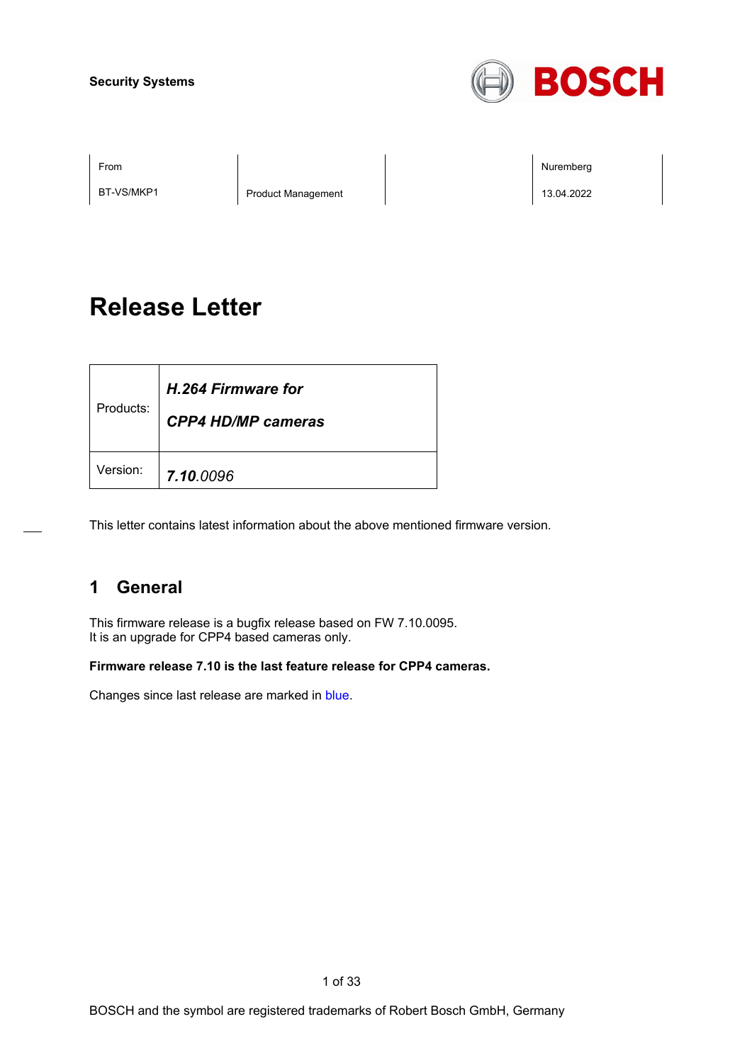Security Systems

| From | | | Nuremberg |
|---|---|---|---|
| BT-VS/MKP1 | Product Management | | 13.04.2022 |

# Release Letter

| Products: | ***H.264 Firmware for CPP4 HD/MP cameras*** |
|---|---|
| Version: | ***7.10**.0096* |

This letter contains latest information about the above mentioned firmware version.

## 1 General

This firmware release is a bugfix release based on FW 7.10.0095.
It is an upgrade for CPP4 based cameras only.

**Firmware release 7.10 is the last feature release for CPP4 cameras.**

Changes since last release are marked in blue.

BOSCH and the symbol are registered trademarks of Robert Bosch GmbH, Germany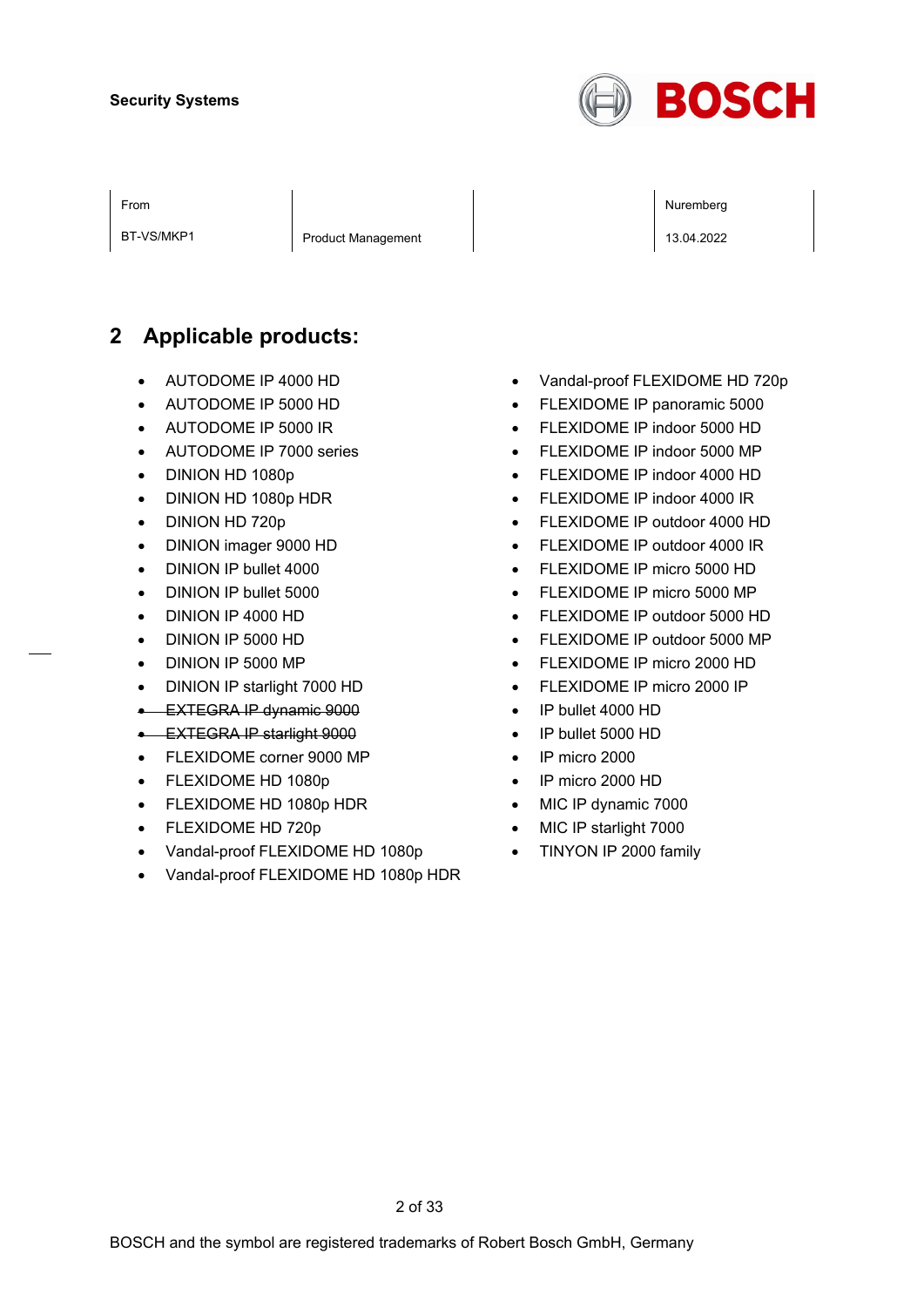Security Systems

| From | | | Nuremberg |
|---|---|---|---|
| BT-VS/MKP1 | Product Management | | 13.04.2022 |

## 2 Applicable products:

- AUTODOME IP 4000 HD
- AUTODOME IP 5000 HD
- AUTODOME IP 5000 IR
- AUTODOME IP 7000 series
- DINION HD 1080p
- DINION HD 1080p HDR
- DINION HD 720p
- DINION imager 9000 HD
- DINION IP bullet 4000
- DINION IP bullet 5000
- DINION IP 4000 HD
- DINION IP 5000 HD
- DINION IP 5000 MP
- DINION IP starlight 7000 HD
- ~~EXTEGRA IP dynamic 9000~~
- ~~EXTEGRA IP starlight 9000~~
- FLEXIDOME corner 9000 MP
- FLEXIDOME HD 1080p
- FLEXIDOME HD 1080p HDR
- FLEXIDOME HD 720p
- Vandal-proof FLEXIDOME HD 1080p
- Vandal-proof FLEXIDOME HD 1080p HDR
- Vandal-proof FLEXIDOME HD 720p
- FLEXIDOME IP panoramic 5000
- FLEXIDOME IP indoor 5000 HD
- FLEXIDOME IP indoor 5000 MP
- FLEXIDOME IP indoor 4000 HD
- FLEXIDOME IP indoor 4000 IR
- FLEXIDOME IP outdoor 4000 HD
- FLEXIDOME IP outdoor 4000 IR
- FLEXIDOME IP micro 5000 HD
- FLEXIDOME IP micro 5000 MP
- FLEXIDOME IP outdoor 5000 HD
- FLEXIDOME IP outdoor 5000 MP
- FLEXIDOME IP micro 2000 HD
- FLEXIDOME IP micro 2000 IP
- IP bullet 4000 HD
- IP bullet 5000 HD
- IP micro 2000
- IP micro 2000 HD
- MIC IP dynamic 7000
- MIC IP starlight 7000
- TINYON IP 2000 family

BOSCH and the symbol are registered trademarks of Robert Bosch GmbH, Germany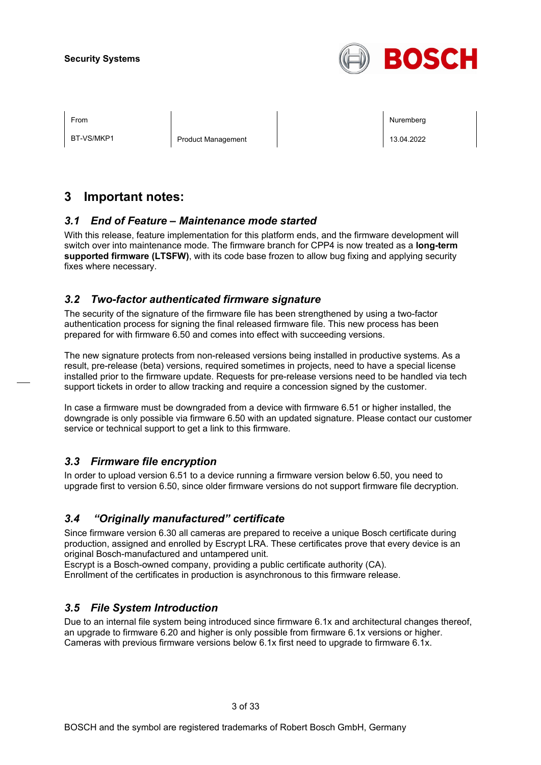# 3 Important notes:

## *3.1 End of Feature – Maintenance mode started*

With this release, feature implementation for this platform ends, and the firmware development will switch over into maintenance mode. The firmware branch for CPP4 is now treated as a **long-term supported firmware (LTSFW)**, with its code base frozen to allow bug fixing and applying security fixes where necessary.

## *3.2 Two-factor authenticated firmware signature*

The security of the signature of the firmware file has been strengthened by using a two-factor authentication process for signing the final released firmware file. This new process has been prepared for with firmware 6.50 and comes into effect with succeeding versions.

The new signature protects from non-released versions being installed in productive systems. As a result, pre-release (beta) versions, required sometimes in projects, need to have a special license installed prior to the firmware update. Requests for pre-release versions need to be handled via tech support tickets in order to allow tracking and require a concession signed by the customer.

In case a firmware must be downgraded from a device with firmware 6.51 or higher installed, the downgrade is only possible via firmware 6.50 with an updated signature. Please contact our customer service or technical support to get a link to this firmware.

## *3.3 Firmware file encryption*

In order to upload version 6.51 to a device running a firmware version below 6.50, you need to upgrade first to version 6.50, since older firmware versions do not support firmware file decryption.

## *3.4 "Originally manufactured" certificate*

Since firmware version 6.30 all cameras are prepared to receive a unique Bosch certificate during production, assigned and enrolled by Escrypt LRA. These certificates prove that every device is an original Bosch-manufactured and untampered unit.
Escrypt is a Bosch-owned company, providing a public certificate authority (CA).
Enrollment of the certificates in production is asynchronous to this firmware release.

## *3.5 File System Introduction*

Due to an internal file system being introduced since firmware 6.1x and architectural changes thereof, an upgrade to firmware 6.20 and higher is only possible from firmware 6.1x versions or higher.
Cameras with previous firmware versions below 6.1x first need to upgrade to firmware 6.1x.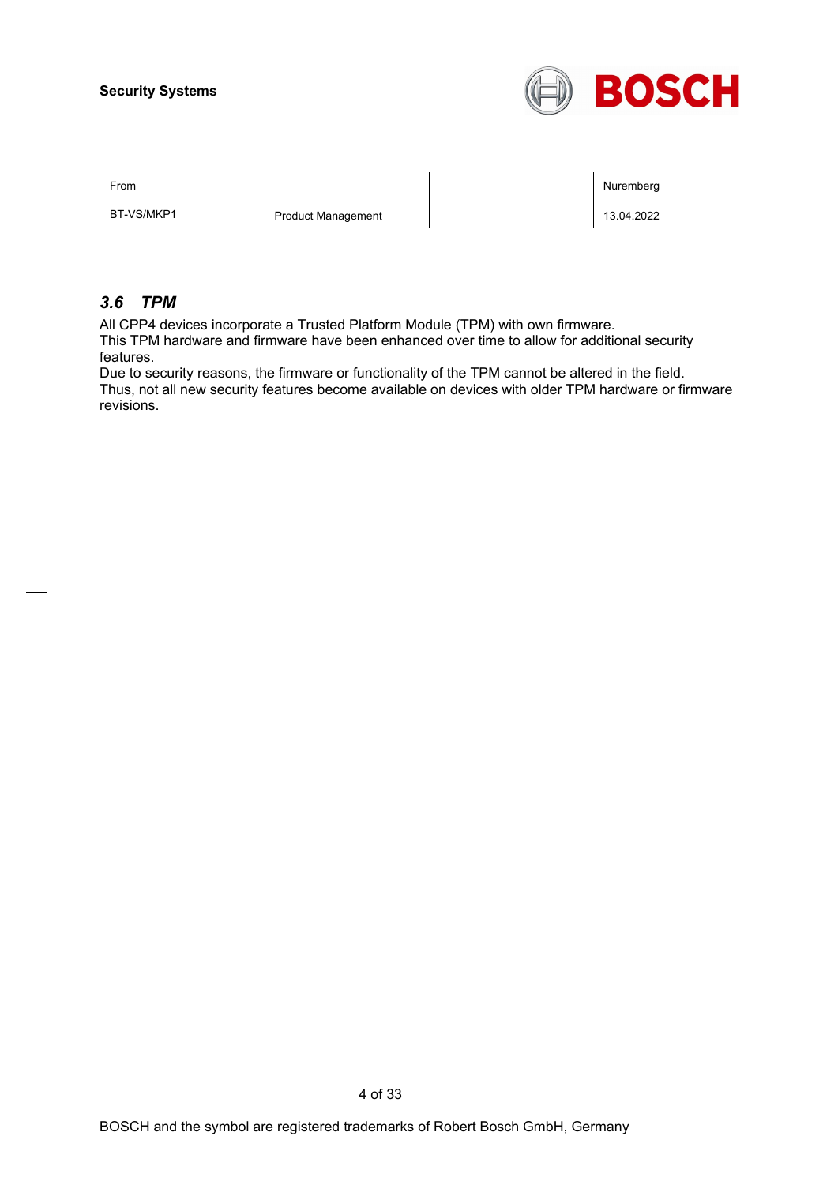### *3.6 TPM*

All CPP4 devices incorporate a Trusted Platform Module (TPM) with own firmware.
This TPM hardware and firmware have been enhanced over time to allow for additional security features.
Due to security reasons, the firmware or functionality of the TPM cannot be altered in the field.
Thus, not all new security features become available on devices with older TPM hardware or firmware revisions.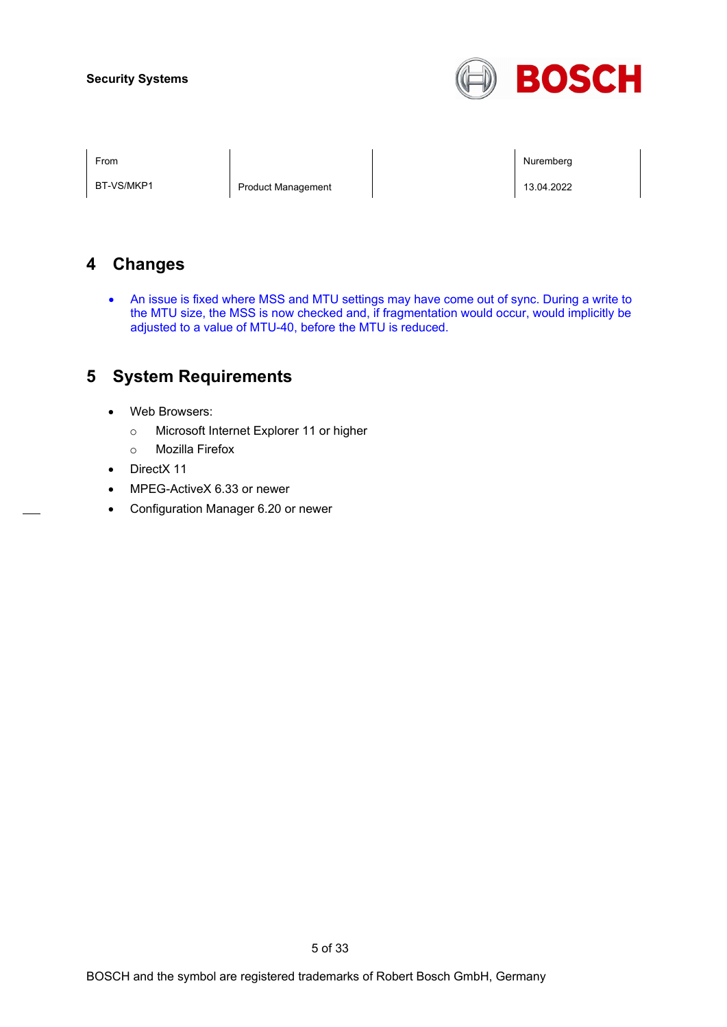| From | | | Nuremberg |
| --- | --- | --- | --- |
| BT-VS/MKP1 | Product Management | | 13.04.2022 |

# 4 Changes

- An issue is fixed where MSS and MTU settings may have come out of sync. During a write to the MTU size, the MSS is now checked and, if fragmentation would occur, would implicitly be adjusted to a value of MTU-40, before the MTU is reduced.

# 5 System Requirements

- Web Browsers:
  - Microsoft Internet Explorer 11 or higher
  - Mozilla Firefox
- DirectX 11
- MPEG-ActiveX 6.33 or newer
- Configuration Manager 6.20 or newer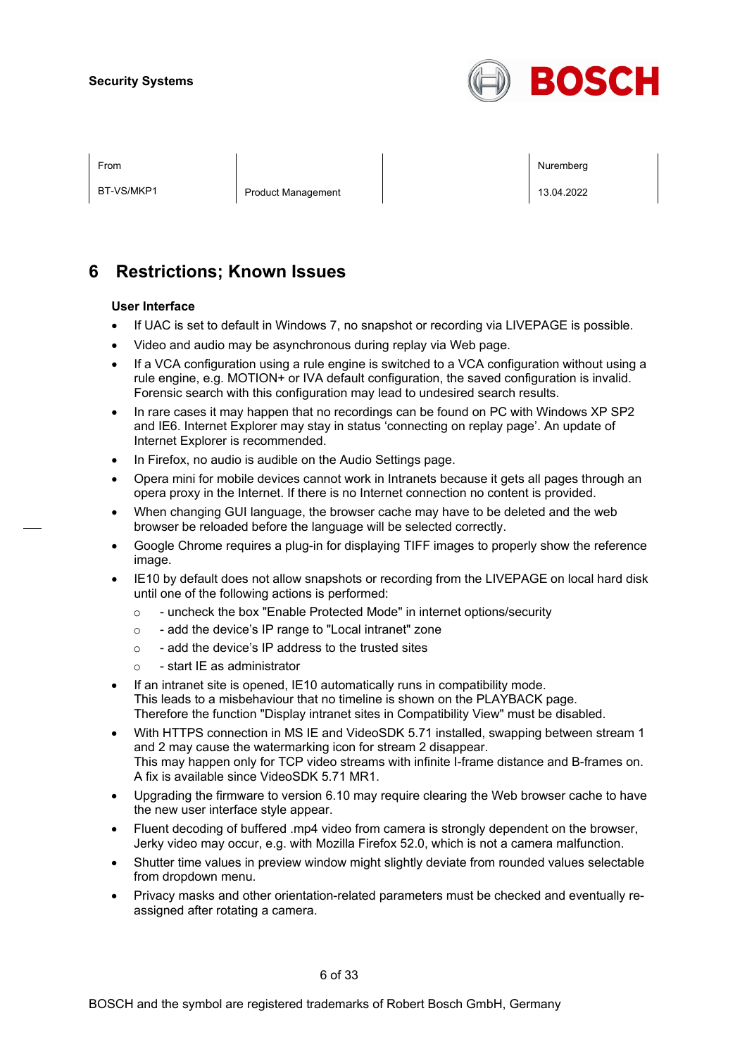# 6 Restrictions; Known Issues

**User Interface**

- If UAC is set to default in Windows 7, no snapshot or recording via LIVEPAGE is possible.
- Video and audio may be asynchronous during replay via Web page.
- If a VCA configuration using a rule engine is switched to a VCA configuration without using a rule engine, e.g. MOTION+ or IVA default configuration, the saved configuration is invalid. Forensic search with this configuration may lead to undesired search results.
- In rare cases it may happen that no recordings can be found on PC with Windows XP SP2 and IE6. Internet Explorer may stay in status 'connecting on replay page'. An update of Internet Explorer is recommended.
- In Firefox, no audio is audible on the Audio Settings page.
- Opera mini for mobile devices cannot work in Intranets because it gets all pages through an opera proxy in the Internet. If there is no Internet connection no content is provided.
- When changing GUI language, the browser cache may have to be deleted and the web browser be reloaded before the language will be selected correctly.
- Google Chrome requires a plug-in for displaying TIFF images to properly show the reference image.
- IE10 by default does not allow snapshots or recording from the LIVEPAGE on local hard disk until one of the following actions is performed:
  - - uncheck the box "Enable Protected Mode" in internet options/security
  - - add the device's IP range to "Local intranet" zone
  - - add the device's IP address to the trusted sites
  - - start IE as administrator
- If an intranet site is opened, IE10 automatically runs in compatibility mode.
  This leads to a misbehaviour that no timeline is shown on the PLAYBACK page.
  Therefore the function "Display intranet sites in Compatibility View" must be disabled.
- With HTTPS connection in MS IE and VideoSDK 5.71 installed, swapping between stream 1 and 2 may cause the watermarking icon for stream 2 disappear.
  This may happen only for TCP video streams with infinite I-frame distance and B-frames on.
  A fix is available since VideoSDK 5.71 MR1.
- Upgrading the firmware to version 6.10 may require clearing the Web browser cache to have the new user interface style appear.
- Fluent decoding of buffered .mp4 video from camera is strongly dependent on the browser, Jerky video may occur, e.g. with Mozilla Firefox 52.0, which is not a camera malfunction.
- Shutter time values in preview window might slightly deviate from rounded values selectable from dropdown menu.
- Privacy masks and other orientation-related parameters must be checked and eventually re-assigned after rotating a camera.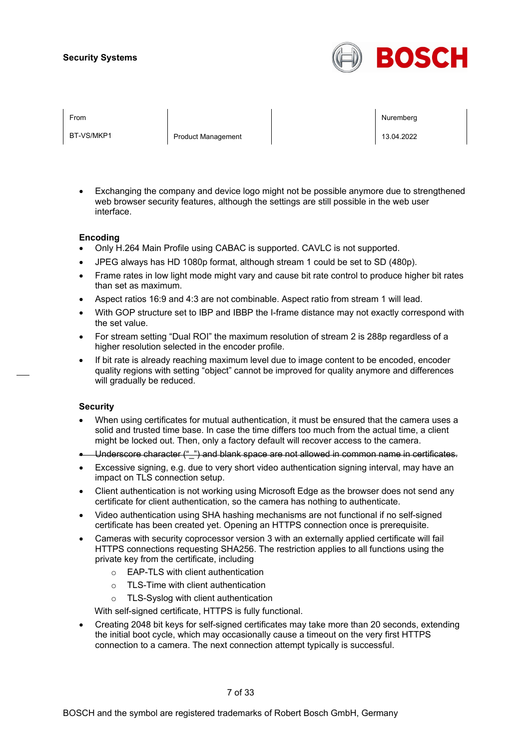- Exchanging the company and device logo might not be possible anymore due to strengthened web browser security features, although the settings are still possible in the web user interface.

**Encoding**

- Only H.264 Main Profile using CABAC is supported. CAVLC is not supported.
- JPEG always has HD 1080p format, although stream 1 could be set to SD (480p).
- Frame rates in low light mode might vary and cause bit rate control to produce higher bit rates than set as maximum.
- Aspect ratios 16:9 and 4:3 are not combinable. Aspect ratio from stream 1 will lead.
- With GOP structure set to IBP and IBBP the I-frame distance may not exactly correspond with the set value.
- For stream setting “Dual ROI” the maximum resolution of stream 2 is 288p regardless of a higher resolution selected in the encoder profile.
- If bit rate is already reaching maximum level due to image content to be encoded, encoder quality regions with setting “object” cannot be improved for quality anymore and differences will gradually be reduced.

**Security**

- When using certificates for mutual authentication, it must be ensured that the camera uses a solid and trusted time base. In case the time differs too much from the actual time, a client might be locked out. Then, only a factory default will recover access to the camera.
- ~~Underscore character (“_”) and blank space are not allowed in common name in certificates.~~
- Excessive signing, e.g. due to very short video authentication signing interval, may have an impact on TLS connection setup.
- Client authentication is not working using Microsoft Edge as the browser does not send any certificate for client authentication, so the camera has nothing to authenticate.
- Video authentication using SHA hashing mechanisms are not functional if no self-signed certificate has been created yet. Opening an HTTPS connection once is prerequisite.
- Cameras with security coprocessor version 3 with an externally applied certificate will fail HTTPS connections requesting SHA256. The restriction applies to all functions using the private key from the certificate, including
  - EAP-TLS with client authentication
  - TLS-Time with client authentication
  - TLS-Syslog with client authentication

  With self-signed certificate, HTTPS is fully functional.
- Creating 2048 bit keys for self-signed certificates may take more than 20 seconds, extending the initial boot cycle, which may occasionally cause a timeout on the very first HTTPS connection to a camera. The next connection attempt typically is successful.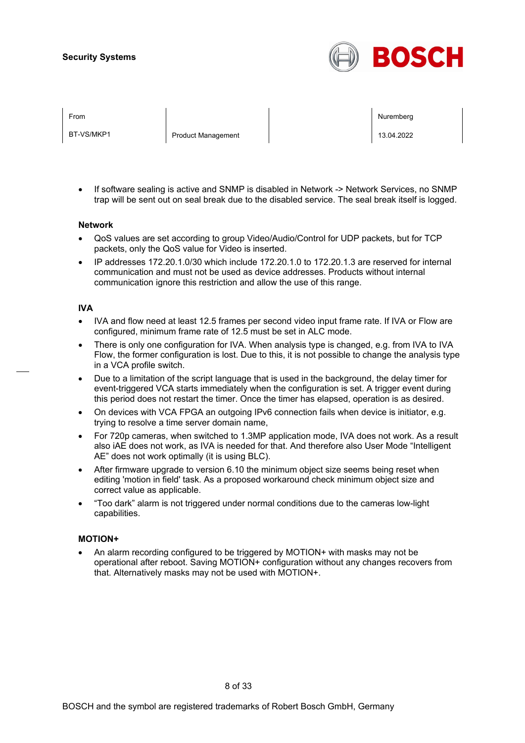- If software sealing is active and SNMP is disabled in Network -> Network Services, no SNMP trap will be sent out on seal break due to the disabled service. The seal break itself is logged.

**Network**

- QoS values are set according to group Video/Audio/Control for UDP packets, but for TCP packets, only the QoS value for Video is inserted.
- IP addresses 172.20.1.0/30 which include 172.20.1.0 to 172.20.1.3 are reserved for internal communication and must not be used as device addresses. Products without internal communication ignore this restriction and allow the use of this range.

**IVA**

- IVA and flow need at least 12.5 frames per second video input frame rate. If IVA or Flow are configured, minimum frame rate of 12.5 must be set in ALC mode.
- There is only one configuration for IVA. When analysis type is changed, e.g. from IVA to IVA Flow, the former configuration is lost. Due to this, it is not possible to change the analysis type in a VCA profile switch.
- Due to a limitation of the script language that is used in the background, the delay timer for event-triggered VCA starts immediately when the configuration is set. A trigger event during this period does not restart the timer. Once the timer has elapsed, operation is as desired.
- On devices with VCA FPGA an outgoing IPv6 connection fails when device is initiator, e.g. trying to resolve a time server domain name,
- For 720p cameras, when switched to 1.3MP application mode, IVA does not work. As a result also iAE does not work, as IVA is needed for that. And therefore also User Mode “Intelligent AE” does not work optimally (it is using BLC).
- After firmware upgrade to version 6.10 the minimum object size seems being reset when editing 'motion in field' task. As a proposed workaround check minimum object size and correct value as applicable.
- “Too dark” alarm is not triggered under normal conditions due to the cameras low-light capabilities.

**MOTION+**

- An alarm recording configured to be triggered by MOTION+ with masks may not be operational after reboot. Saving MOTION+ configuration without any changes recovers from that. Alternatively masks may not be used with MOTION+.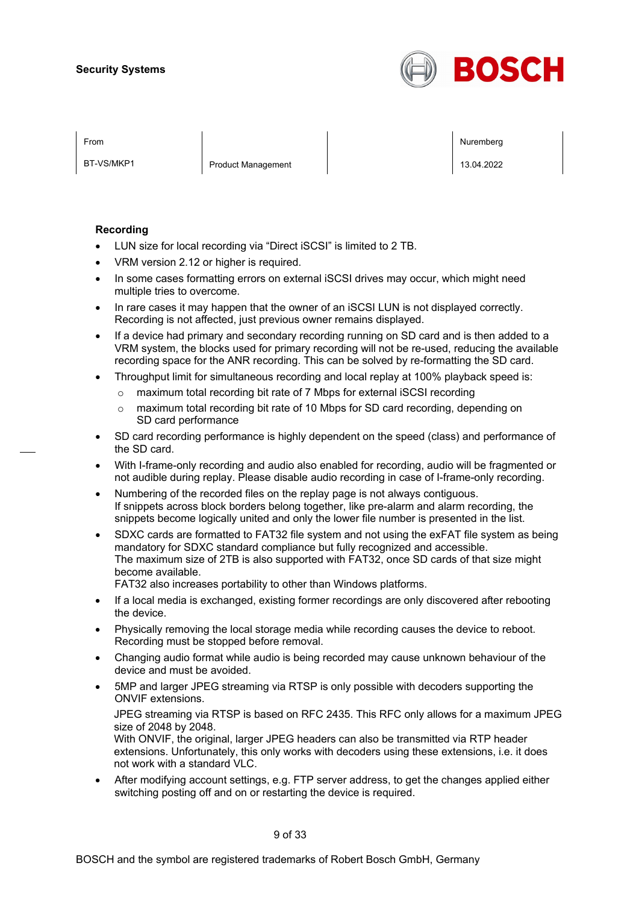## Recording

- LUN size for local recording via “Direct iSCSI” is limited to 2 TB.
- VRM version 2.12 or higher is required.
- In some cases formatting errors on external iSCSI drives may occur, which might need multiple tries to overcome.
- In rare cases it may happen that the owner of an iSCSI LUN is not displayed correctly. Recording is not affected, just previous owner remains displayed.
- If a device had primary and secondary recording running on SD card and is then added to a VRM system, the blocks used for primary recording will not be re-used, reducing the available recording space for the ANR recording. This can be solved by re-formatting the SD card.
- Throughput limit for simultaneous recording and local replay at 100% playback speed is:
  - maximum total recording bit rate of 7 Mbps for external iSCSI recording
  - maximum total recording bit rate of 10 Mbps for SD card recording, depending on SD card performance
- SD card recording performance is highly dependent on the speed (class) and performance of the SD card.
- With I-frame-only recording and audio also enabled for recording, audio will be fragmented or not audible during replay. Please disable audio recording in case of I-frame-only recording.
- Numbering of the recorded files on the replay page is not always contiguous.
  If snippets across block borders belong together, like pre-alarm and alarm recording, the snippets become logically united and only the lower file number is presented in the list.
- SDXC cards are formatted to FAT32 file system and not using the exFAT file system as being mandatory for SDXC standard compliance but fully recognized and accessible.
  The maximum size of 2TB is also supported with FAT32, once SD cards of that size might become available.
  FAT32 also increases portability to other than Windows platforms.
- If a local media is exchanged, existing former recordings are only discovered after rebooting the device.
- Physically removing the local storage media while recording causes the device to reboot. Recording must be stopped before removal.
- Changing audio format while audio is being recorded may cause unknown behaviour of the device and must be avoided.
- 5MP and larger JPEG streaming via RTSP is only possible with decoders supporting the ONVIF extensions.

  JPEG streaming via RTSP is based on RFC 2435. This RFC only allows for a maximum JPEG size of 2048 by 2048.
  With ONVIF, the original, larger JPEG headers can also be transmitted via RTP header extensions. Unfortunately, this only works with decoders using these extensions, i.e. it does not work with a standard VLC.
- After modifying account settings, e.g. FTP server address, to get the changes applied either switching posting off and on or restarting the device is required.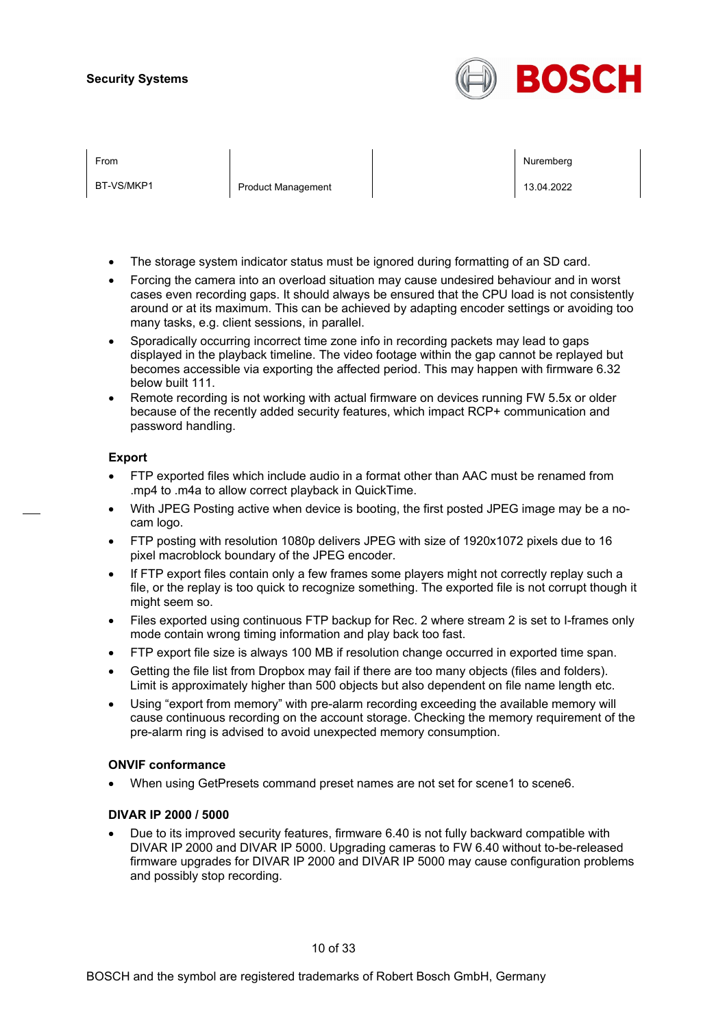- The storage system indicator status must be ignored during formatting of an SD card.
- Forcing the camera into an overload situation may cause undesired behaviour and in worst cases even recording gaps. It should always be ensured that the CPU load is not consistently around or at its maximum. This can be achieved by adapting encoder settings or avoiding too many tasks, e.g. client sessions, in parallel.
- Sporadically occurring incorrect time zone info in recording packets may lead to gaps displayed in the playback timeline. The video footage within the gap cannot be replayed but becomes accessible via exporting the affected period. This may happen with firmware 6.32 below built 111.
- Remote recording is not working with actual firmware on devices running FW 5.5x or older because of the recently added security features, which impact RCP+ communication and password handling.

**Export**

- FTP exported files which include audio in a format other than AAC must be renamed from .mp4 to .m4a to allow correct playback in QuickTime.
- With JPEG Posting active when device is booting, the first posted JPEG image may be a no-cam logo.
- FTP posting with resolution 1080p delivers JPEG with size of 1920x1072 pixels due to 16 pixel macroblock boundary of the JPEG encoder.
- If FTP export files contain only a few frames some players might not correctly replay such a file, or the replay is too quick to recognize something. The exported file is not corrupt though it might seem so.
- Files exported using continuous FTP backup for Rec. 2 where stream 2 is set to I-frames only mode contain wrong timing information and play back too fast.
- FTP export file size is always 100 MB if resolution change occurred in exported time span.
- Getting the file list from Dropbox may fail if there are too many objects (files and folders). Limit is approximately higher than 500 objects but also dependent on file name length etc.
- Using “export from memory” with pre-alarm recording exceeding the available memory will cause continuous recording on the account storage. Checking the memory requirement of the pre-alarm ring is advised to avoid unexpected memory consumption.

**ONVIF conformance**

- When using GetPresets command preset names are not set for scene1 to scene6.

**DIVAR IP 2000 / 5000**

- Due to its improved security features, firmware 6.40 is not fully backward compatible with DIVAR IP 2000 and DIVAR IP 5000. Upgrading cameras to FW 6.40 without to-be-released firmware upgrades for DIVAR IP 2000 and DIVAR IP 5000 may cause configuration problems and possibly stop recording.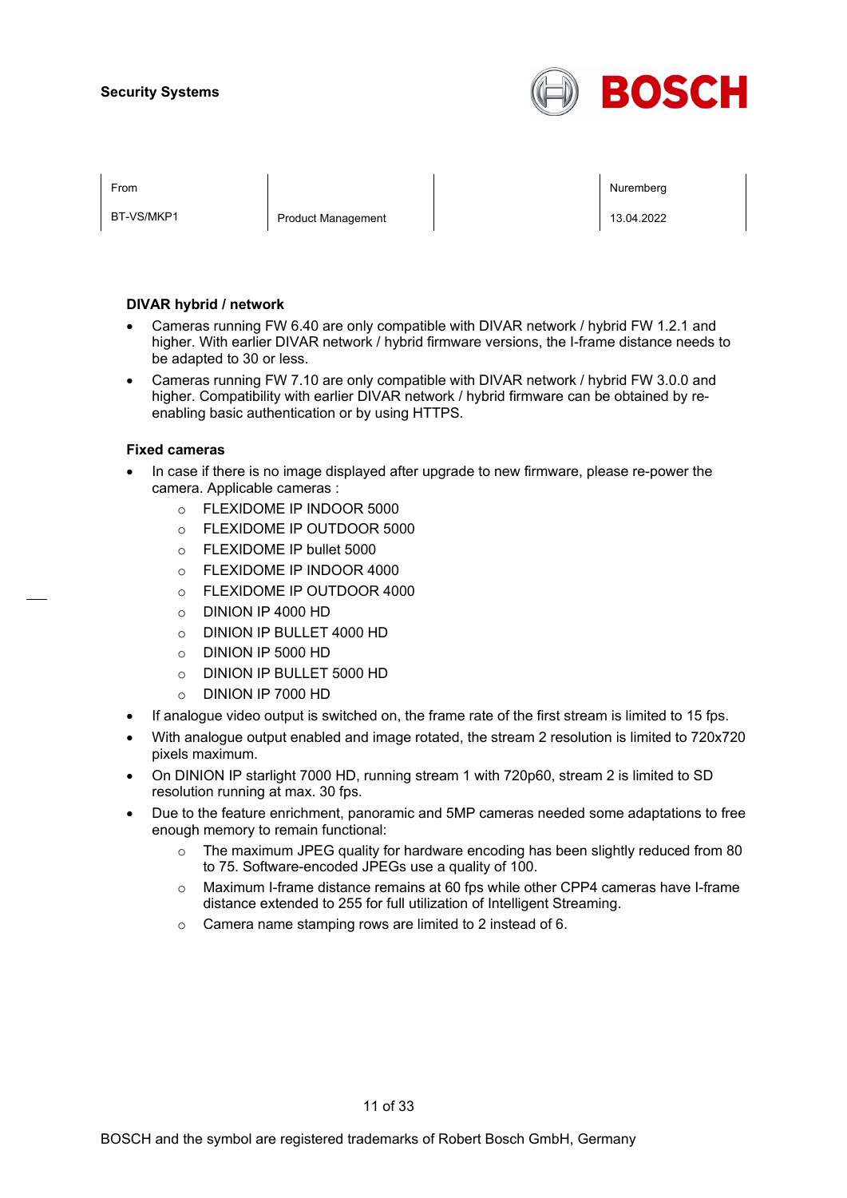**DIVAR hybrid / network**

- Cameras running FW 6.40 are only compatible with DIVAR network / hybrid FW 1.2.1 and higher. With earlier DIVAR network / hybrid firmware versions, the I-frame distance needs to be adapted to 30 or less.
- Cameras running FW 7.10 are only compatible with DIVAR network / hybrid FW 3.0.0 and higher. Compatibility with earlier DIVAR network / hybrid firmware can be obtained by re-enabling basic authentication or by using HTTPS.

**Fixed cameras**

- In case if there is no image displayed after upgrade to new firmware, please re-power the camera. Applicable cameras :
  - FLEXIDOME IP INDOOR 5000
  - FLEXIDOME IP OUTDOOR 5000
  - FLEXIDOME IP bullet 5000
  - FLEXIDOME IP INDOOR 4000
  - FLEXIDOME IP OUTDOOR 4000
  - DINION IP 4000 HD
  - DINION IP BULLET 4000 HD
  - DINION IP 5000 HD
  - DINION IP BULLET 5000 HD
  - DINION IP 7000 HD
- If analogue video output is switched on, the frame rate of the first stream is limited to 15 fps.
- With analogue output enabled and image rotated, the stream 2 resolution is limited to 720x720 pixels maximum.
- On DINION IP starlight 7000 HD, running stream 1 with 720p60, stream 2 is limited to SD resolution running at max. 30 fps.
- Due to the feature enrichment, panoramic and 5MP cameras needed some adaptations to free enough memory to remain functional:
  - The maximum JPEG quality for hardware encoding has been slightly reduced from 80 to 75. Software-encoded JPEGs use a quality of 100.
  - Maximum I-frame distance remains at 60 fps while other CPP4 cameras have I-frame distance extended to 255 for full utilization of Intelligent Streaming.
  - Camera name stamping rows are limited to 2 instead of 6.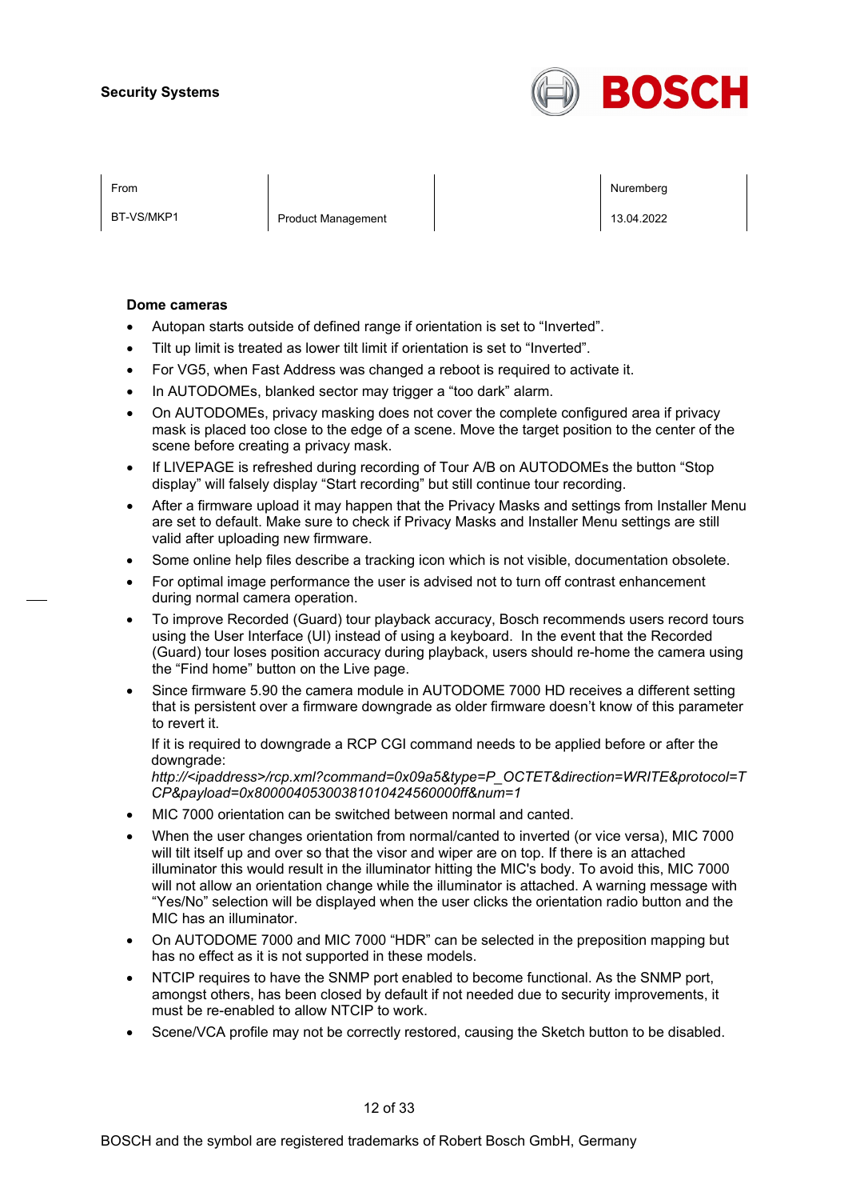### Dome cameras

- Autopan starts outside of defined range if orientation is set to “Inverted”.
- Tilt up limit is treated as lower tilt limit if orientation is set to “Inverted”.
- For VG5, when Fast Address was changed a reboot is required to activate it.
- In AUTODOMEs, blanked sector may trigger a “too dark” alarm.
- On AUTODOMEs, privacy masking does not cover the complete configured area if privacy mask is placed too close to the edge of a scene. Move the target position to the center of the scene before creating a privacy mask.
- If LIVEPAGE is refreshed during recording of Tour A/B on AUTODOMEs the button “Stop display” will falsely display “Start recording” but still continue tour recording.
- After a firmware upload it may happen that the Privacy Masks and settings from Installer Menu are set to default. Make sure to check if Privacy Masks and Installer Menu settings are still valid after uploading new firmware.
- Some online help files describe a tracking icon which is not visible, documentation obsolete.
- For optimal image performance the user is advised not to turn off contrast enhancement during normal camera operation.
- To improve Recorded (Guard) tour playback accuracy, Bosch recommends users record tours using the User Interface (UI) instead of using a keyboard. In the event that the Recorded (Guard) tour loses position accuracy during playback, users should re-home the camera using the “Find home” button on the Live page.
- Since firmware 5.90 the camera module in AUTODOME 7000 HD receives a different setting that is persistent over a firmware downgrade as older firmware doesn’t know of this parameter to revert it.

  If it is required to downgrade a RCP CGI command needs to be applied before or after the downgrade:
  *http://<ipaddress>/rcp.xml?command=0x09a5&type=P_OCTET&direction=WRITE&protocol=TCP&payload=0x80000405300381010424560000ff&num=1*
- MIC 7000 orientation can be switched between normal and canted.
- When the user changes orientation from normal/canted to inverted (or vice versa), MIC 7000 will tilt itself up and over so that the visor and wiper are on top. If there is an attached illuminator this would result in the illuminator hitting the MIC's body. To avoid this, MIC 7000 will not allow an orientation change while the illuminator is attached. A warning message with “Yes/No” selection will be displayed when the user clicks the orientation radio button and the MIC has an illuminator.
- On AUTODOME 7000 and MIC 7000 “HDR” can be selected in the preposition mapping but has no effect as it is not supported in these models.
- NTCIP requires to have the SNMP port enabled to become functional. As the SNMP port, amongst others, has been closed by default if not needed due to security improvements, it must be re-enabled to allow NTCIP to work.
- Scene/VCA profile may not be correctly restored, causing the Sketch button to be disabled.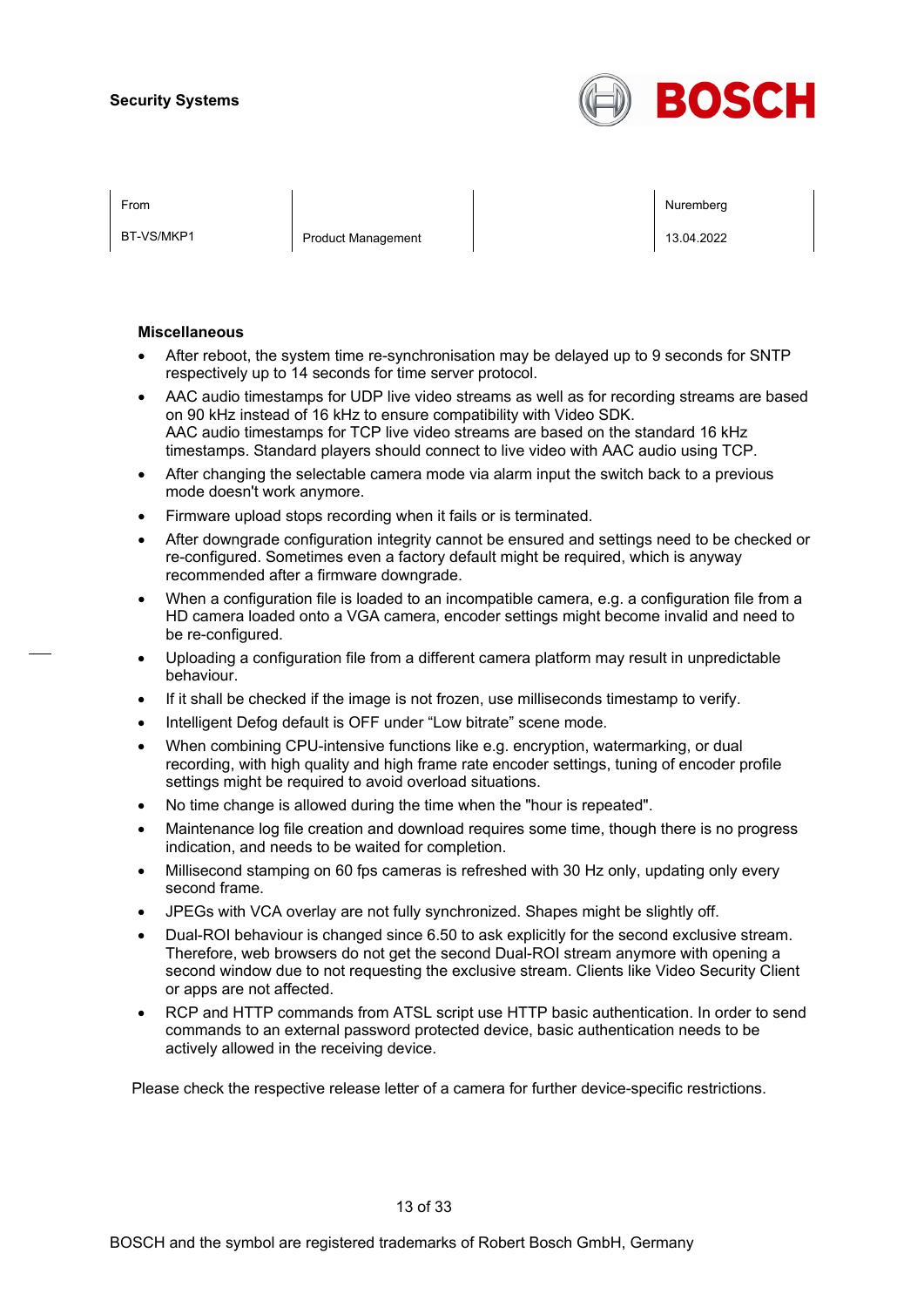#### Miscellaneous

- After reboot, the system time re-synchronisation may be delayed up to 9 seconds for SNTP respectively up to 14 seconds for time server protocol.
- AAC audio timestamps for UDP live video streams as well as for recording streams are based on 90 kHz instead of 16 kHz to ensure compatibility with Video SDK.
  AAC audio timestamps for TCP live video streams are based on the standard 16 kHz timestamps. Standard players should connect to live video with AAC audio using TCP.
- After changing the selectable camera mode via alarm input the switch back to a previous mode doesn't work anymore.
- Firmware upload stops recording when it fails or is terminated.
- After downgrade configuration integrity cannot be ensured and settings need to be checked or re-configured. Sometimes even a factory default might be required, which is anyway recommended after a firmware downgrade.
- When a configuration file is loaded to an incompatible camera, e.g. a configuration file from a HD camera loaded onto a VGA camera, encoder settings might become invalid and need to be re-configured.
- Uploading a configuration file from a different camera platform may result in unpredictable behaviour.
- If it shall be checked if the image is not frozen, use milliseconds timestamp to verify.
- Intelligent Defog default is OFF under "Low bitrate" scene mode.
- When combining CPU-intensive functions like e.g. encryption, watermarking, or dual recording, with high quality and high frame rate encoder settings, tuning of encoder profile settings might be required to avoid overload situations.
- No time change is allowed during the time when the "hour is repeated".
- Maintenance log file creation and download requires some time, though there is no progress indication, and needs to be waited for completion.
- Millisecond stamping on 60 fps cameras is refreshed with 30 Hz only, updating only every second frame.
- JPEGs with VCA overlay are not fully synchronized. Shapes might be slightly off.
- Dual-ROI behaviour is changed since 6.50 to ask explicitly for the second exclusive stream. Therefore, web browsers do not get the second Dual-ROI stream anymore with opening a second window due to not requesting the exclusive stream. Clients like Video Security Client or apps are not affected.
- RCP and HTTP commands from ATSL script use HTTP basic authentication. In order to send commands to an external password protected device, basic authentication needs to be actively allowed in the receiving device.

Please check the respective release letter of a camera for further device-specific restrictions.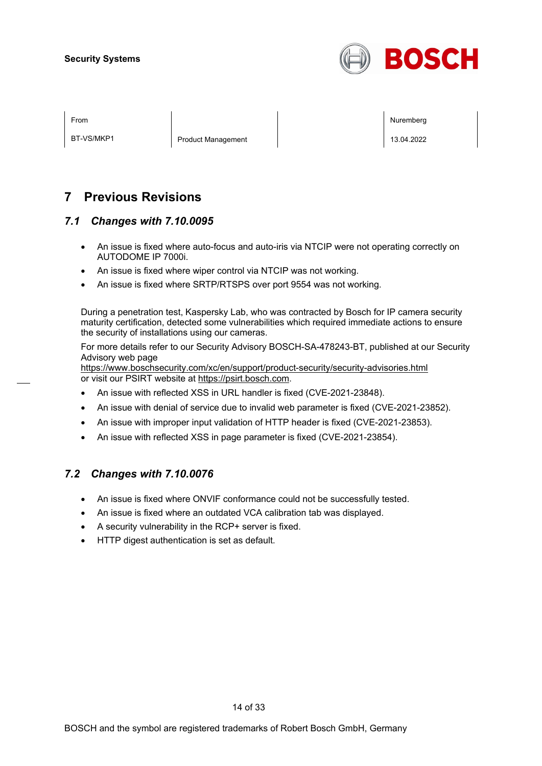# 7 Previous Revisions

## 7.1 Changes with 7.10.0095

- An issue is fixed where auto-focus and auto-iris via NTCIP were not operating correctly on AUTODOME IP 7000i.
- An issue is fixed where wiper control via NTCIP was not working.
- An issue is fixed where SRTP/RTSPS over port 9554 was not working.

During a penetration test, Kaspersky Lab, who was contracted by Bosch for IP camera security maturity certification, detected some vulnerabilities which required immediate actions to ensure the security of installations using our cameras.

For more details refer to our Security Advisory BOSCH-SA-478243-BT, published at our Security Advisory web page https://www.boschsecurity.com/xc/en/support/product-security/security-advisories.html or visit our PSIRT website at https://psirt.bosch.com.

- An issue with reflected XSS in URL handler is fixed (CVE-2021-23848).
- An issue with denial of service due to invalid web parameter is fixed (CVE-2021-23852).
- An issue with improper input validation of HTTP header is fixed (CVE-2021-23853).
- An issue with reflected XSS in page parameter is fixed (CVE-2021-23854).

## 7.2 Changes with 7.10.0076

- An issue is fixed where ONVIF conformance could not be successfully tested.
- An issue is fixed where an outdated VCA calibration tab was displayed.
- A security vulnerability in the RCP+ server is fixed.
- HTTP digest authentication is set as default.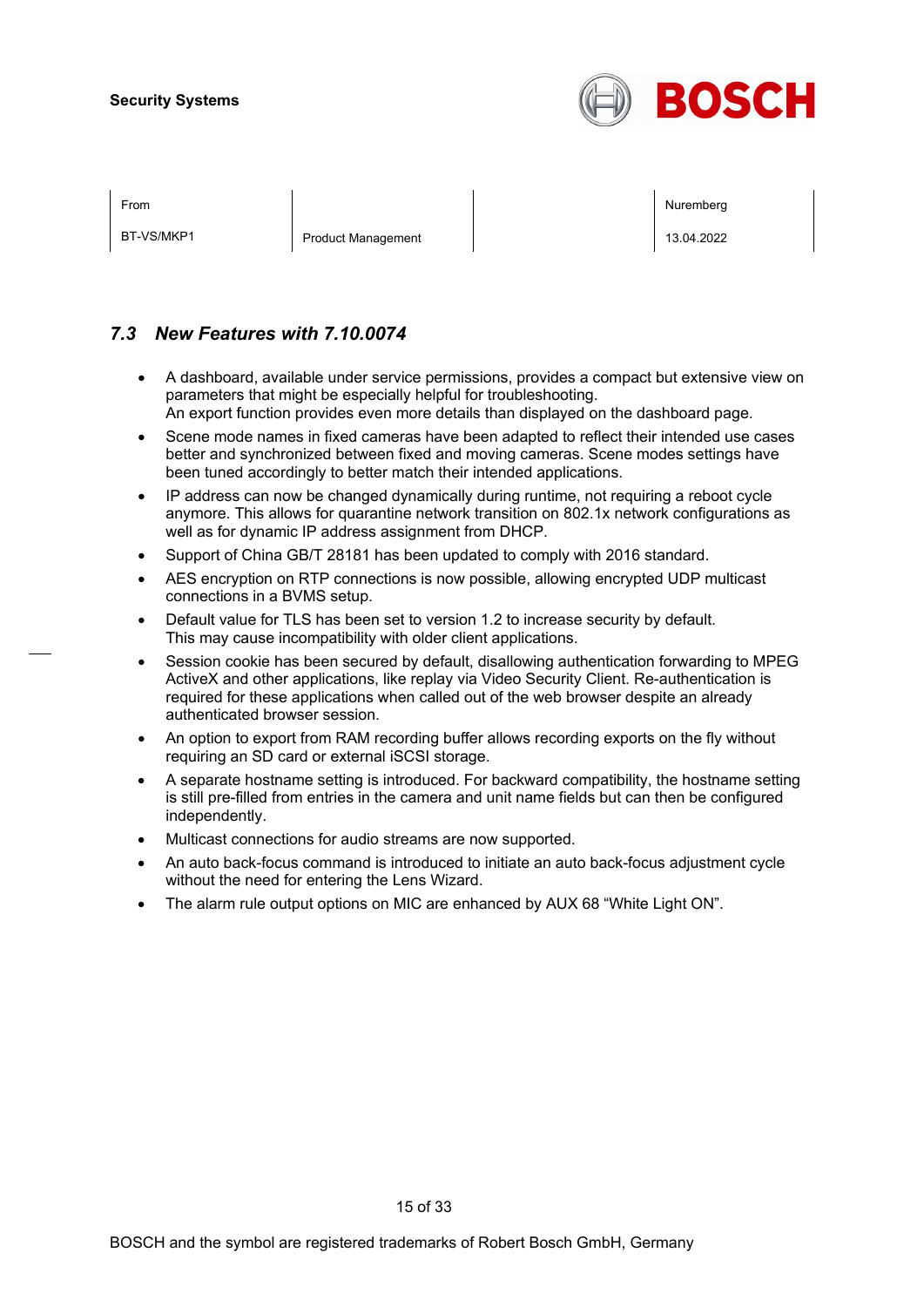## 7.3 New Features with 7.10.0074

- A dashboard, available under service permissions, provides a compact but extensive view on parameters that might be especially helpful for troubleshooting.
  An export function provides even more details than displayed on the dashboard page.
- Scene mode names in fixed cameras have been adapted to reflect their intended use cases better and synchronized between fixed and moving cameras. Scene modes settings have been tuned accordingly to better match their intended applications.
- IP address can now be changed dynamically during runtime, not requiring a reboot cycle anymore. This allows for quarantine network transition on 802.1x network configurations as well as for dynamic IP address assignment from DHCP.
- Support of China GB/T 28181 has been updated to comply with 2016 standard.
- AES encryption on RTP connections is now possible, allowing encrypted UDP multicast connections in a BVMS setup.
- Default value for TLS has been set to version 1.2 to increase security by default.
  This may cause incompatibility with older client applications.
- Session cookie has been secured by default, disallowing authentication forwarding to MPEG ActiveX and other applications, like replay via Video Security Client. Re-authentication is required for these applications when called out of the web browser despite an already authenticated browser session.
- An option to export from RAM recording buffer allows recording exports on the fly without requiring an SD card or external iSCSI storage.
- A separate hostname setting is introduced. For backward compatibility, the hostname setting is still pre-filled from entries in the camera and unit name fields but can then be configured independently.
- Multicast connections for audio streams are now supported.
- An auto back-focus command is introduced to initiate an auto back-focus adjustment cycle without the need for entering the Lens Wizard.
- The alarm rule output options on MIC are enhanced by AUX 68 “White Light ON”.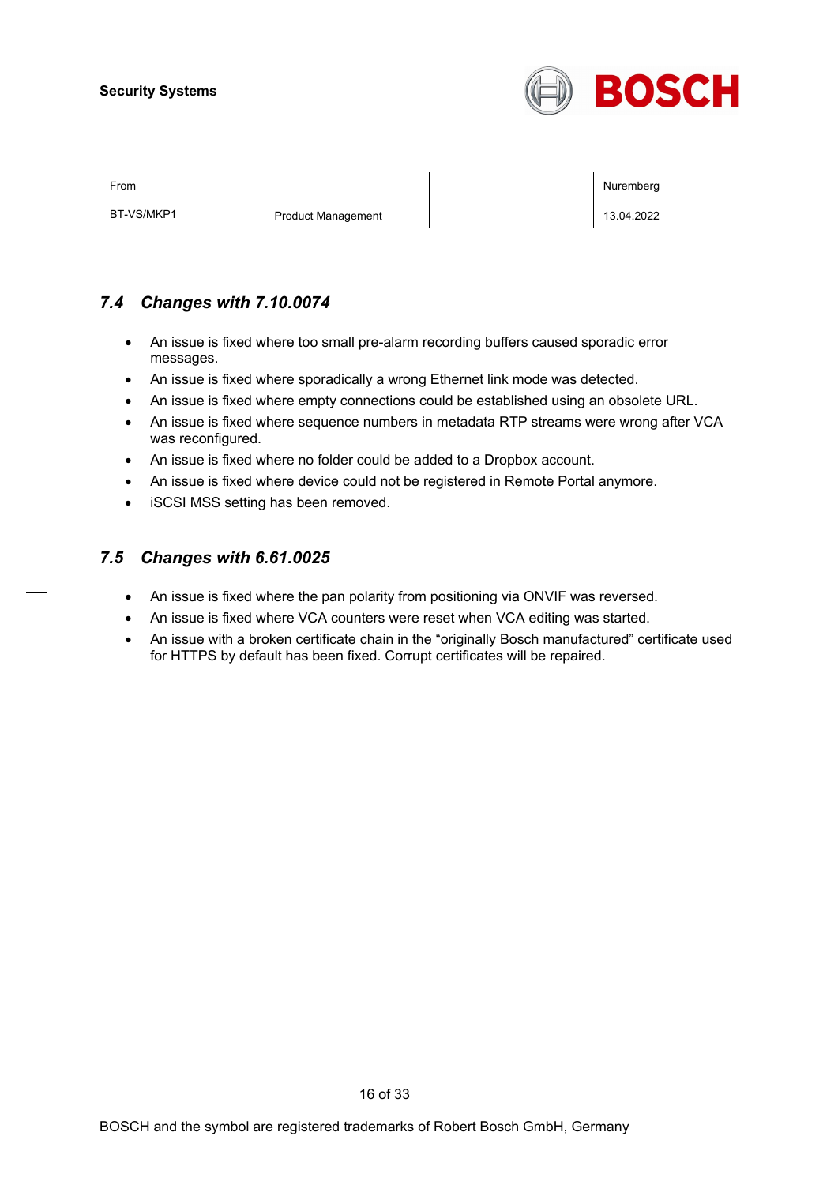### *7.4 Changes with 7.10.0074*

- An issue is fixed where too small pre-alarm recording buffers caused sporadic error messages.
- An issue is fixed where sporadically a wrong Ethernet link mode was detected.
- An issue is fixed where empty connections could be established using an obsolete URL.
- An issue is fixed where sequence numbers in metadata RTP streams were wrong after VCA was reconfigured.
- An issue is fixed where no folder could be added to a Dropbox account.
- An issue is fixed where device could not be registered in Remote Portal anymore.
- iSCSI MSS setting has been removed.

### *7.5 Changes with 6.61.0025*

- An issue is fixed where the pan polarity from positioning via ONVIF was reversed.
- An issue is fixed where VCA counters were reset when VCA editing was started.
- An issue with a broken certificate chain in the “originally Bosch manufactured” certificate used for HTTPS by default has been fixed. Corrupt certificates will be repaired.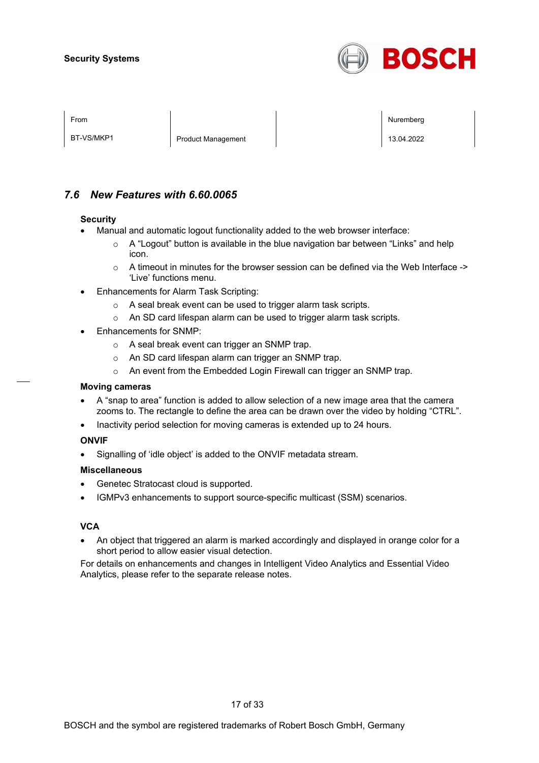## 7.6 *New Features with 6.60.0065*

**Security**

- Manual and automatic logout functionality added to the web browser interface:
  - A “Logout” button is available in the blue navigation bar between “Links” and help icon.
  - A timeout in minutes for the browser session can be defined via the Web Interface -> ‘Live’ functions menu.
- Enhancements for Alarm Task Scripting:
  - A seal break event can be used to trigger alarm task scripts.
  - An SD card lifespan alarm can be used to trigger alarm task scripts.
- Enhancements for SNMP:
  - A seal break event can trigger an SNMP trap.
  - An SD card lifespan alarm can trigger an SNMP trap.
  - An event from the Embedded Login Firewall can trigger an SNMP trap.

**Moving cameras**

- A “snap to area” function is added to allow selection of a new image area that the camera zooms to. The rectangle to define the area can be drawn over the video by holding “CTRL”.
- Inactivity period selection for moving cameras is extended up to 24 hours.

**ONVIF**

- Signalling of ‘idle object’ is added to the ONVIF metadata stream.

**Miscellaneous**

- Genetec Stratocast cloud is supported.
- IGMPv3 enhancements to support source-specific multicast (SSM) scenarios.

**VCA**

- An object that triggered an alarm is marked accordingly and displayed in orange color for a short period to allow easier visual detection.

For details on enhancements and changes in Intelligent Video Analytics and Essential Video Analytics, please refer to the separate release notes.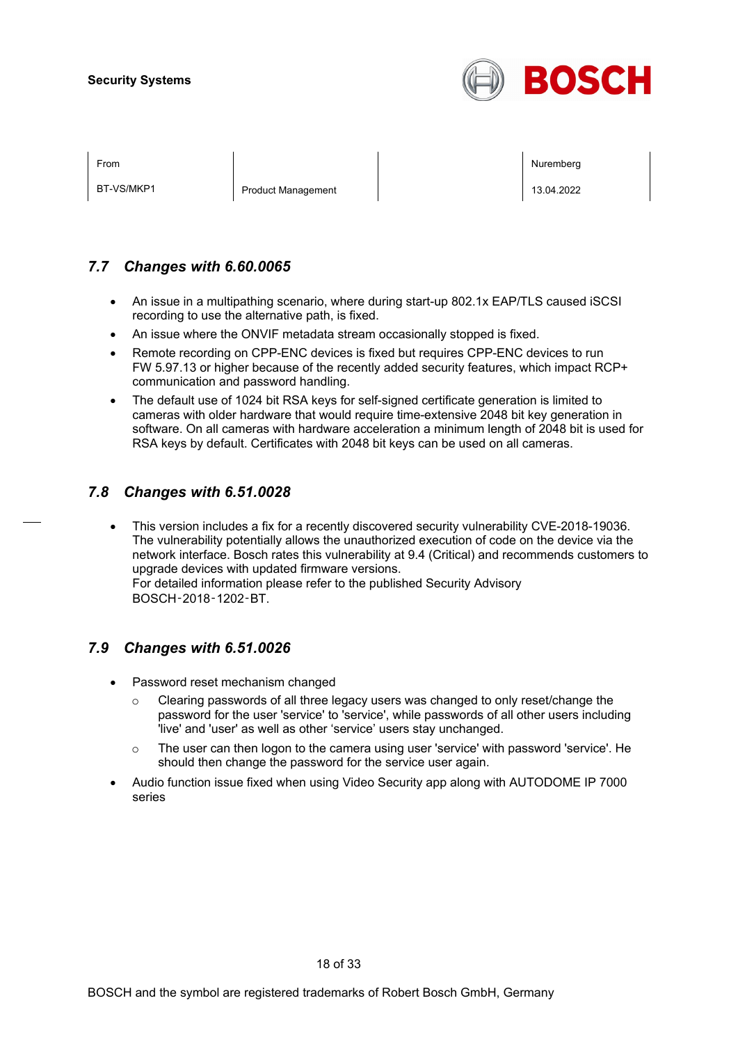## 7.7 Changes with 6.60.0065

- An issue in a multipathing scenario, where during start-up 802.1x EAP/TLS caused iSCSI recording to use the alternative path, is fixed.
- An issue where the ONVIF metadata stream occasionally stopped is fixed.
- Remote recording on CPP-ENC devices is fixed but requires CPP-ENC devices to run FW 5.97.13 or higher because of the recently added security features, which impact RCP+ communication and password handling.
- The default use of 1024 bit RSA keys for self-signed certificate generation is limited to cameras with older hardware that would require time-extensive 2048 bit key generation in software. On all cameras with hardware acceleration a minimum length of 2048 bit is used for RSA keys by default. Certificates with 2048 bit keys can be used on all cameras.

## 7.8 Changes with 6.51.0028

- This version includes a fix for a recently discovered security vulnerability CVE-2018-19036. The vulnerability potentially allows the unauthorized execution of code on the device via the network interface. Bosch rates this vulnerability at 9.4 (Critical) and recommends customers to upgrade devices with updated firmware versions.
  For detailed information please refer to the published Security Advisory BOSCH-2018-1202-BT.

## 7.9 Changes with 6.51.0026

- Password reset mechanism changed
  - Clearing passwords of all three legacy users was changed to only reset/change the password for the user 'service' to 'service', while passwords of all other users including 'live' and 'user' as well as other 'service' users stay unchanged.
  - The user can then logon to the camera using user 'service' with password 'service'. He should then change the password for the service user again.
- Audio function issue fixed when using Video Security app along with AUTODOME IP 7000 series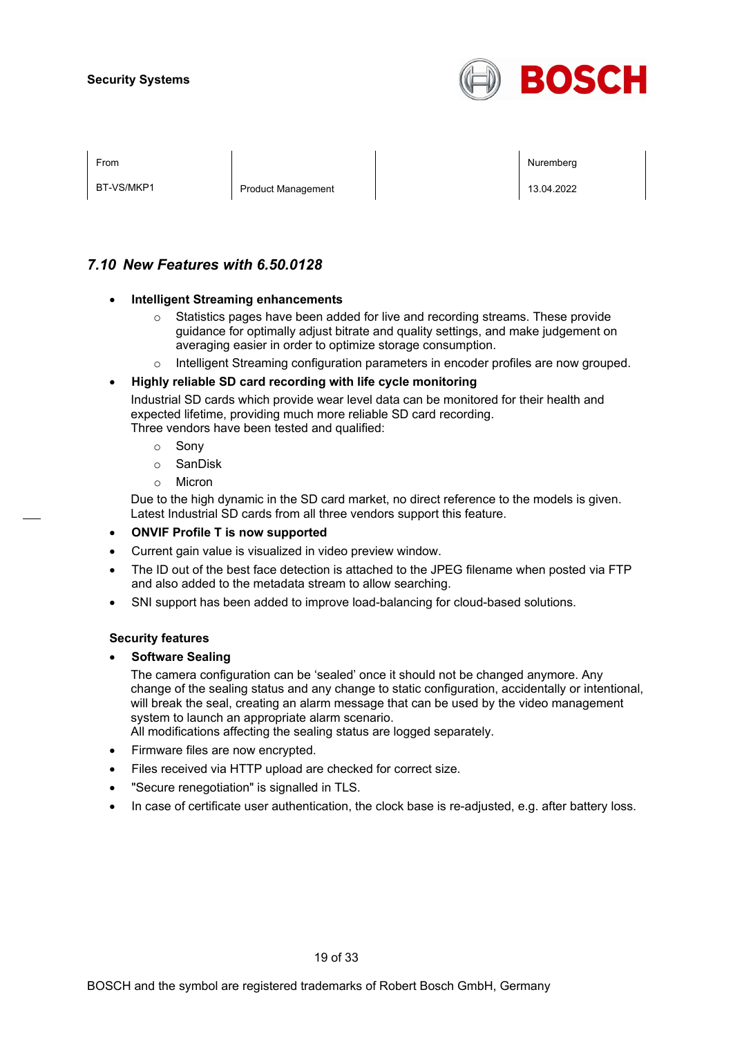## 7.10 New Features with 6.50.0128

- **Intelligent Streaming enhancements**
  - Statistics pages have been added for live and recording streams. These provide guidance for optimally adjust bitrate and quality settings, and make judgement on averaging easier in order to optimize storage consumption.
  - Intelligent Streaming configuration parameters in encoder profiles are now grouped.
- **Highly reliable SD card recording with life cycle monitoring**

  Industrial SD cards which provide wear level data can be monitored for their health and expected lifetime, providing much more reliable SD card recording.
  Three vendors have been tested and qualified:
  - Sony
  - SanDisk
  - Micron

  Due to the high dynamic in the SD card market, no direct reference to the models is given. Latest Industrial SD cards from all three vendors support this feature.
- **ONVIF Profile T is now supported**
- Current gain value is visualized in video preview window.
- The ID out of the best face detection is attached to the JPEG filename when posted via FTP and also added to the metadata stream to allow searching.
- SNI support has been added to improve load-balancing for cloud-based solutions.

**Security features**

- **Software Sealing**

  The camera configuration can be 'sealed' once it should not be changed anymore. Any change of the sealing status and any change to static configuration, accidentally or intentional, will break the seal, creating an alarm message that can be used by the video management system to launch an appropriate alarm scenario.
  All modifications affecting the sealing status are logged separately.
- Firmware files are now encrypted.
- Files received via HTTP upload are checked for correct size.
- "Secure renegotiation" is signalled in TLS.
- In case of certificate user authentication, the clock base is re-adjusted, e.g. after battery loss.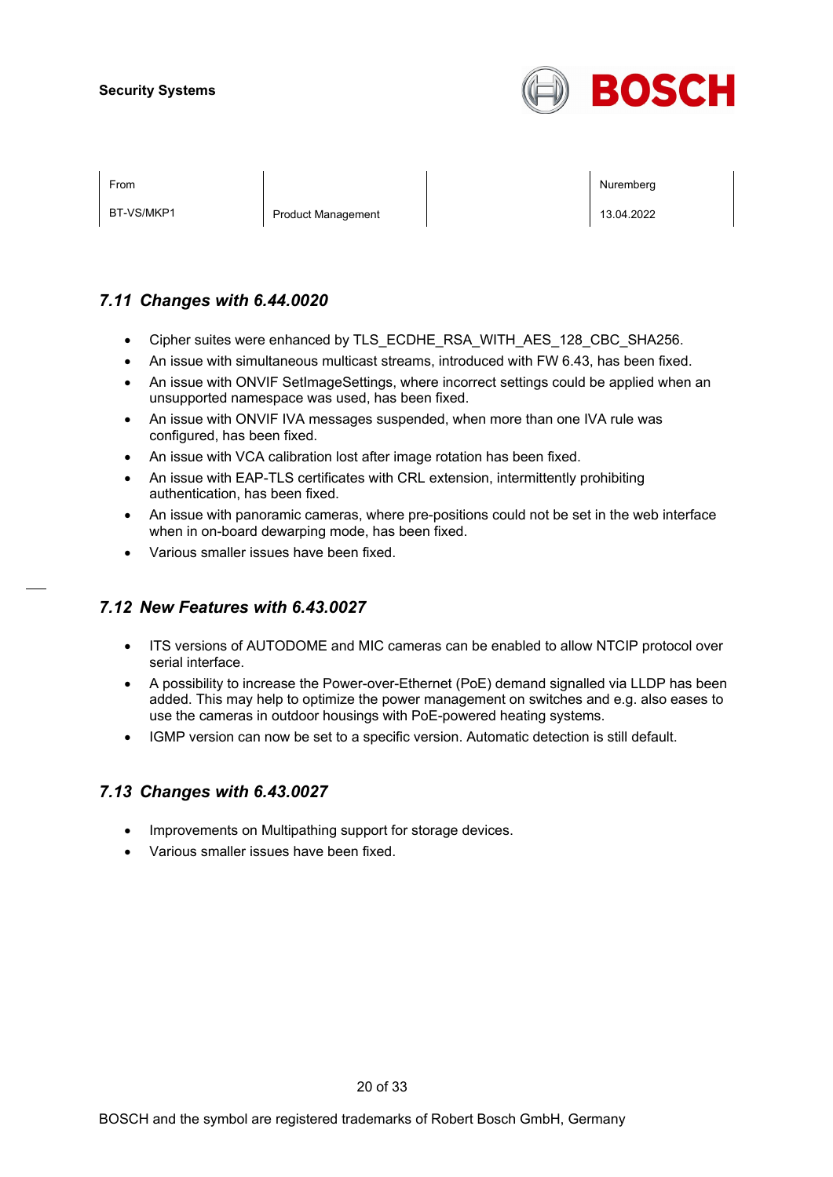## 7.11 *Changes with 6.44.0020*

- Cipher suites were enhanced by TLS_ECDHE_RSA_WITH_AES_128_CBC_SHA256.
- An issue with simultaneous multicast streams, introduced with FW 6.43, has been fixed.
- An issue with ONVIF SetImageSettings, where incorrect settings could be applied when an unsupported namespace was used, has been fixed.
- An issue with ONVIF IVA messages suspended, when more than one IVA rule was configured, has been fixed.
- An issue with VCA calibration lost after image rotation has been fixed.
- An issue with EAP-TLS certificates with CRL extension, intermittently prohibiting authentication, has been fixed.
- An issue with panoramic cameras, where pre-positions could not be set in the web interface when in on-board dewarping mode, has been fixed.
- Various smaller issues have been fixed.

## 7.12 *New Features with 6.43.0027*

- ITS versions of AUTODOME and MIC cameras can be enabled to allow NTCIP protocol over serial interface.
- A possibility to increase the Power-over-Ethernet (PoE) demand signalled via LLDP has been added. This may help to optimize the power management on switches and e.g. also eases to use the cameras in outdoor housings with PoE-powered heating systems.
- IGMP version can now be set to a specific version. Automatic detection is still default.

## 7.13 *Changes with 6.43.0027*

- Improvements on Multipathing support for storage devices.
- Various smaller issues have been fixed.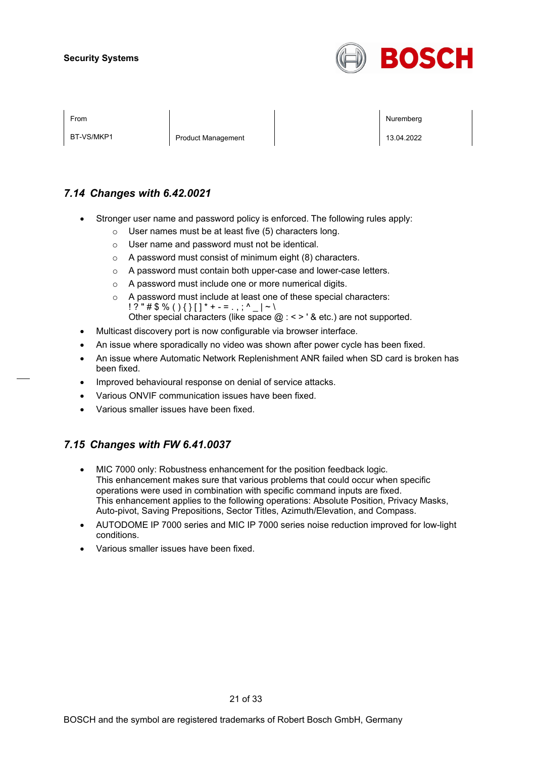## *7.14 Changes with 6.42.0021*

- Stronger user name and password policy is enforced. The following rules apply:
  - User names must be at least five (5) characters long.
  - User name and password must not be identical.
  - A password must consist of minimum eight (8) characters.
  - A password must contain both upper-case and lower-case letters.
  - A password must include one or more numerical digits.
  - A password must include at least one of these special characters:
    ! ? " # $ % ( ) { } [ ] * + - = . , ; ^ _ | ~ \
    Other special characters (like space @ : < > ' & etc.) are not supported.
- Multicast discovery port is now configurable via browser interface.
- An issue where sporadically no video was shown after power cycle has been fixed.
- An issue where Automatic Network Replenishment ANR failed when SD card is broken has been fixed.
- Improved behavioural response on denial of service attacks.
- Various ONVIF communication issues have been fixed.
- Various smaller issues have been fixed.

## *7.15 Changes with FW 6.41.0037*

- MIC 7000 only: Robustness enhancement for the position feedback logic.
  This enhancement makes sure that various problems that could occur when specific operations were used in combination with specific command inputs are fixed.
  This enhancement applies to the following operations: Absolute Position, Privacy Masks, Auto-pivot, Saving Prepositions, Sector Titles, Azimuth/Elevation, and Compass.
- AUTODOME IP 7000 series and MIC IP 7000 series noise reduction improved for low-light conditions.
- Various smaller issues have been fixed.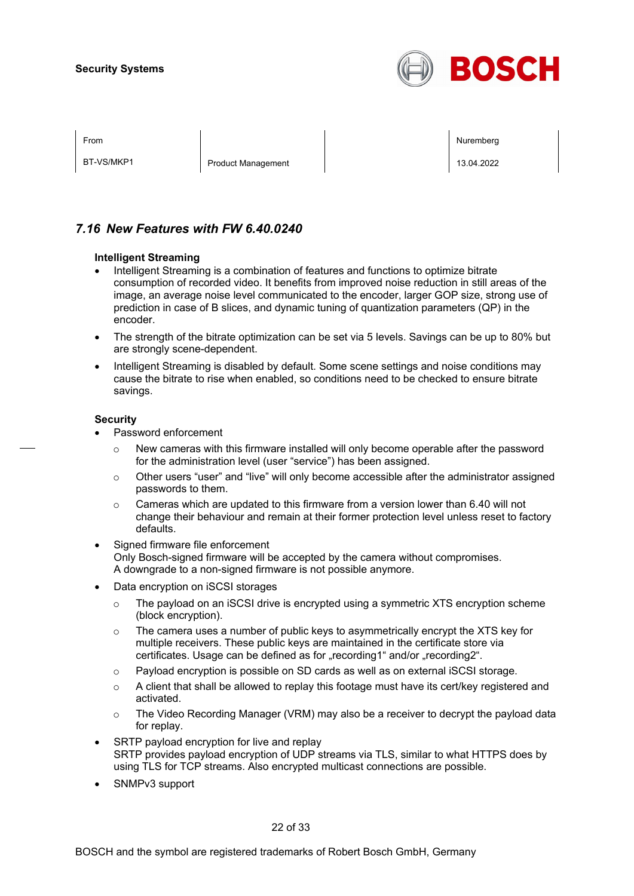## 7.16 New Features with FW 6.40.0240

**Intelligent Streaming**

- Intelligent Streaming is a combination of features and functions to optimize bitrate consumption of recorded video. It benefits from improved noise reduction in still areas of the image, an average noise level communicated to the encoder, larger GOP size, strong use of prediction in case of B slices, and dynamic tuning of quantization parameters (QP) in the encoder.
- The strength of the bitrate optimization can be set via 5 levels. Savings can be up to 80% but are strongly scene-dependent.
- Intelligent Streaming is disabled by default. Some scene settings and noise conditions may cause the bitrate to rise when enabled, so conditions need to be checked to ensure bitrate savings.

**Security**

- Password enforcement
  - New cameras with this firmware installed will only become operable after the password for the administration level (user “service”) has been assigned.
  - Other users “user” and “live” will only become accessible after the administrator assigned passwords to them.
  - Cameras which are updated to this firmware from a version lower than 6.40 will not change their behaviour and remain at their former protection level unless reset to factory defaults.
- Signed firmware file enforcement  
  Only Bosch-signed firmware will be accepted by the camera without compromises.  
  A downgrade to a non-signed firmware is not possible anymore.
- Data encryption on iSCSI storages
  - The payload on an iSCSI drive is encrypted using a symmetric XTS encryption scheme (block encryption).
  - The camera uses a number of public keys to asymmetrically encrypt the XTS key for multiple receivers. These public keys are maintained in the certificate store via certificates. Usage can be defined as for „recording1“ and/or „recording2“.
  - Payload encryption is possible on SD cards as well as on external iSCSI storage.
  - A client that shall be allowed to replay this footage must have its cert/key registered and activated.
  - The Video Recording Manager (VRM) may also be a receiver to decrypt the payload data for replay.
- SRTP payload encryption for live and replay  
  SRTP provides payload encryption of UDP streams via TLS, similar to what HTTPS does by using TLS for TCP streams. Also encrypted multicast connections are possible.
- SNMPv3 support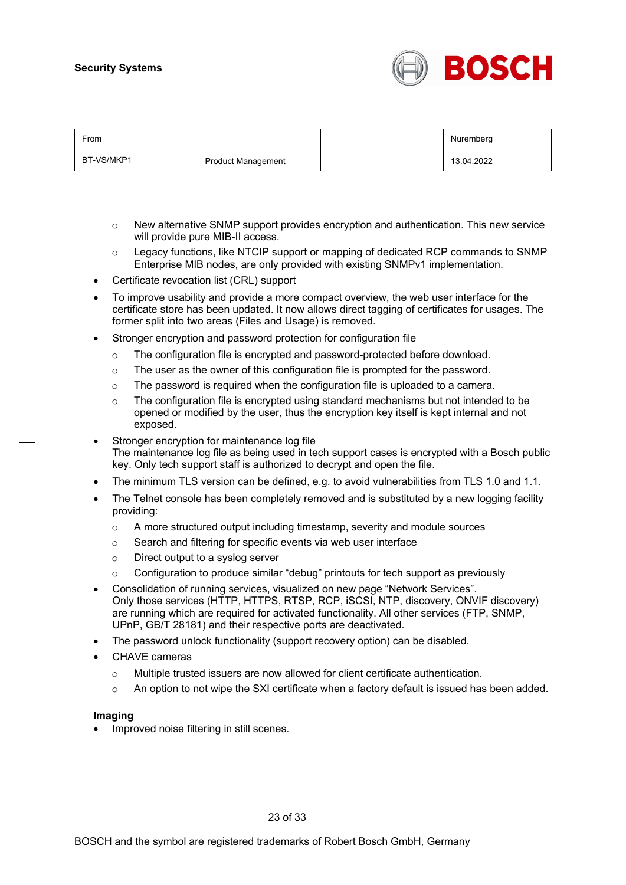- New alternative SNMP support provides encryption and authentication. This new service will provide pure MIB-II access.
  - Legacy functions, like NTCIP support or mapping of dedicated RCP commands to SNMP Enterprise MIB nodes, are only provided with existing SNMPv1 implementation.
- Certificate revocation list (CRL) support
- To improve usability and provide a more compact overview, the web user interface for the certificate store has been updated. It now allows direct tagging of certificates for usages. The former split into two areas (Files and Usage) is removed.
- Stronger encryption and password protection for configuration file
  - The configuration file is encrypted and password-protected before download.
  - The user as the owner of this configuration file is prompted for the password.
  - The password is required when the configuration file is uploaded to a camera.
  - The configuration file is encrypted using standard mechanisms but not intended to be opened or modified by the user, thus the encryption key itself is kept internal and not exposed.
- Stronger encryption for maintenance log file
  The maintenance log file as being used in tech support cases is encrypted with a Bosch public key. Only tech support staff is authorized to decrypt and open the file.
- The minimum TLS version can be defined, e.g. to avoid vulnerabilities from TLS 1.0 and 1.1.
- The Telnet console has been completely removed and is substituted by a new logging facility providing:
  - A more structured output including timestamp, severity and module sources
  - Search and filtering for specific events via web user interface
  - Direct output to a syslog server
  - Configuration to produce similar “debug” printouts for tech support as previously
- Consolidation of running services, visualized on new page “Network Services”.
  Only those services (HTTP, HTTPS, RTSP, RCP, iSCSI, NTP, discovery, ONVIF discovery) are running which are required for activated functionality. All other services (FTP, SNMP, UPnP, GB/T 28181) and their respective ports are deactivated.
- The password unlock functionality (support recovery option) can be disabled.
- CHAVE cameras
  - Multiple trusted issuers are now allowed for client certificate authentication.
  - An option to not wipe the SXI certificate when a factory default is issued has been added.

**Imaging**

- Improved noise filtering in still scenes.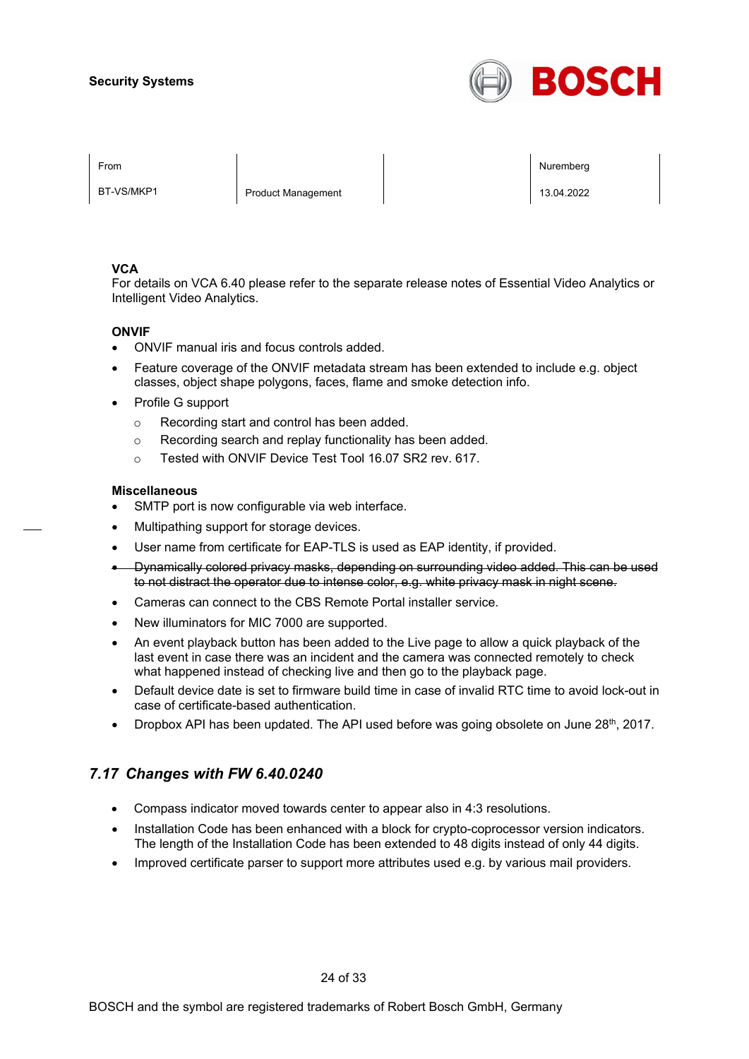**VCA**
For details on VCA 6.40 please refer to the separate release notes of Essential Video Analytics or Intelligent Video Analytics.

**ONVIF**

- ONVIF manual iris and focus controls added.
- Feature coverage of the ONVIF metadata stream has been extended to include e.g. object classes, object shape polygons, faces, flame and smoke detection info.
- Profile G support
  - Recording start and control has been added.
  - Recording search and replay functionality has been added.
  - Tested with ONVIF Device Test Tool 16.07 SR2 rev. 617.

**Miscellaneous**

- SMTP port is now configurable via web interface.
- Multipathing support for storage devices.
- User name from certificate for EAP-TLS is used as EAP identity, if provided.
- ~~Dynamically colored privacy masks, depending on surrounding video added. This can be used to not distract the operator due to intense color, e.g. white privacy mask in night scene.~~
- Cameras can connect to the CBS Remote Portal installer service.
- New illuminators for MIC 7000 are supported.
- An event playback button has been added to the Live page to allow a quick playback of the last event in case there was an incident and the camera was connected remotely to check what happened instead of checking live and then go to the playback page.
- Default device date is set to firmware build time in case of invalid RTC time to avoid lock-out in case of certificate-based authentication.
- Dropbox API has been updated. The API used before was going obsolete on June 28th, 2017.

## *7.17 Changes with FW 6.40.0240*

- Compass indicator moved towards center to appear also in 4:3 resolutions.
- Installation Code has been enhanced with a block for crypto-coprocessor version indicators. The length of the Installation Code has been extended to 48 digits instead of only 44 digits.
- Improved certificate parser to support more attributes used e.g. by various mail providers.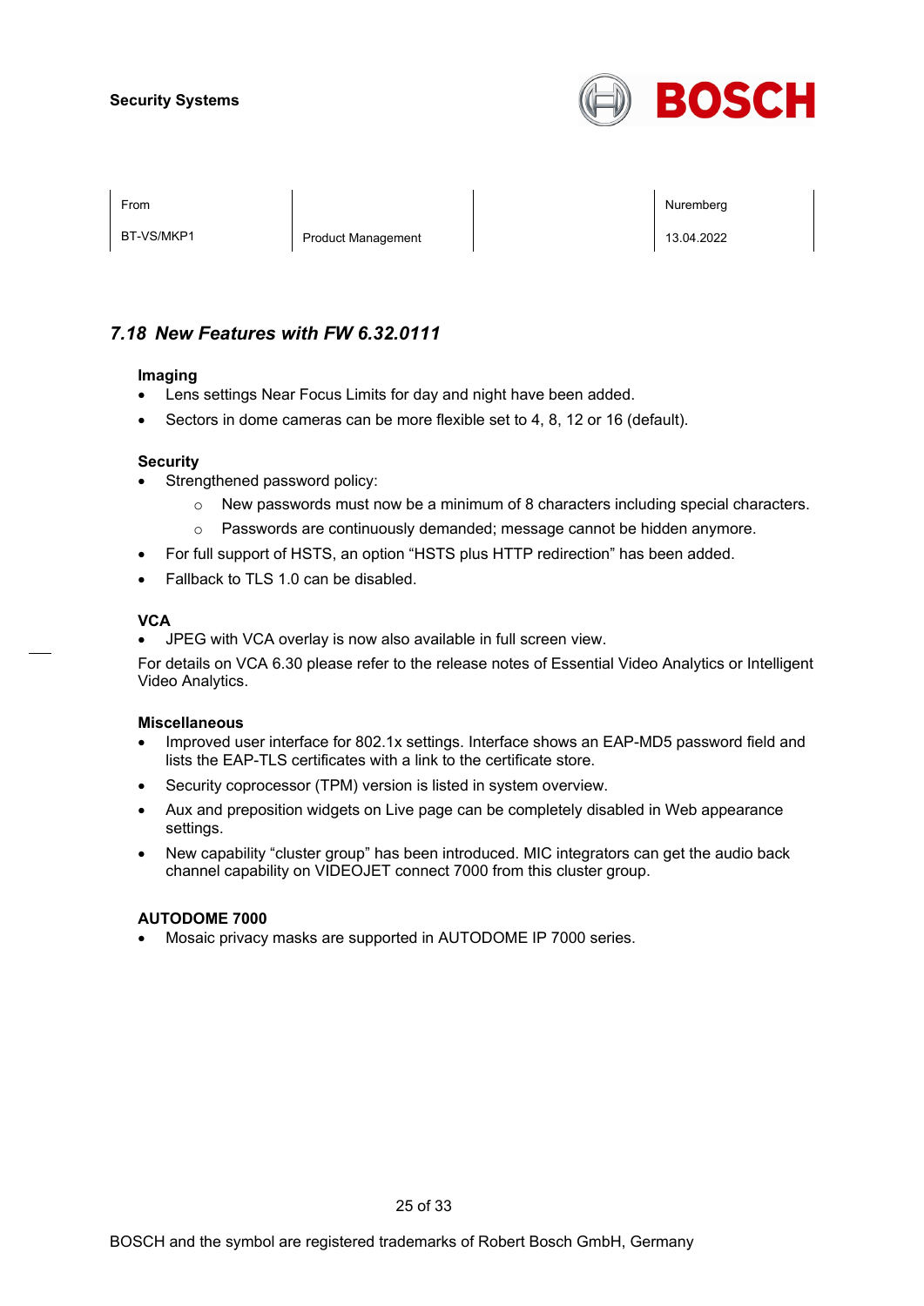## 7.18 New Features with FW 6.32.0111

**Imaging**

- Lens settings Near Focus Limits for day and night have been added.
- Sectors in dome cameras can be more flexible set to 4, 8, 12 or 16 (default).

**Security**

- Strengthened password policy:
  - New passwords must now be a minimum of 8 characters including special characters.
  - Passwords are continuously demanded; message cannot be hidden anymore.
- For full support of HSTS, an option "HSTS plus HTTP redirection" has been added.
- Fallback to TLS 1.0 can be disabled.

**VCA**

- JPEG with VCA overlay is now also available in full screen view.

For details on VCA 6.30 please refer to the release notes of Essential Video Analytics or Intelligent Video Analytics.

**Miscellaneous**

- Improved user interface for 802.1x settings. Interface shows an EAP-MD5 password field and lists the EAP-TLS certificates with a link to the certificate store.
- Security coprocessor (TPM) version is listed in system overview.
- Aux and preposition widgets on Live page can be completely disabled in Web appearance settings.
- New capability "cluster group" has been introduced. MIC integrators can get the audio back channel capability on VIDEOJET connect 7000 from this cluster group.

**AUTODOME 7000**

- Mosaic privacy masks are supported in AUTODOME IP 7000 series.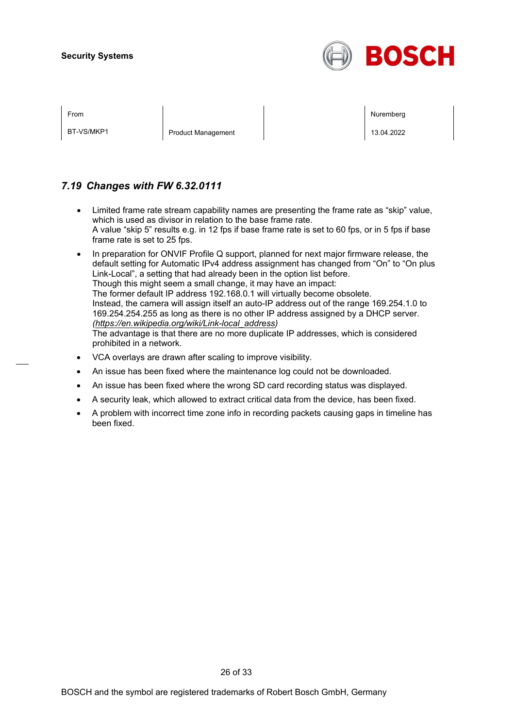### 7.19 *Changes with FW 6.32.0111*

- Limited frame rate stream capability names are presenting the frame rate as “skip” value, which is used as divisor in relation to the base frame rate.
  A value “skip 5” results e.g. in 12 fps if base frame rate is set to 60 fps, or in 5 fps if base frame rate is set to 25 fps.
- In preparation for ONVIF Profile Q support, planned for next major firmware release, the default setting for Automatic IPv4 address assignment has changed from “On” to “On plus Link-Local”, a setting that had already been in the option list before.
  Though this might seem a small change, it may have an impact:
  The former default IP address 192.168.0.1 will virtually become obsolete.
  Instead, the camera will assign itself an auto-IP address out of the range 169.254.1.0 to 169.254.254.255 as long as there is no other IP address assigned by a DHCP server.
  *(https://en.wikipedia.org/wiki/Link-local_address)*
  The advantage is that there are no more duplicate IP addresses, which is considered prohibited in a network.
- VCA overlays are drawn after scaling to improve visibility.
- An issue has been fixed where the maintenance log could not be downloaded.
- An issue has been fixed where the wrong SD card recording status was displayed.
- A security leak, which allowed to extract critical data from the device, has been fixed.
- A problem with incorrect time zone info in recording packets causing gaps in timeline has been fixed.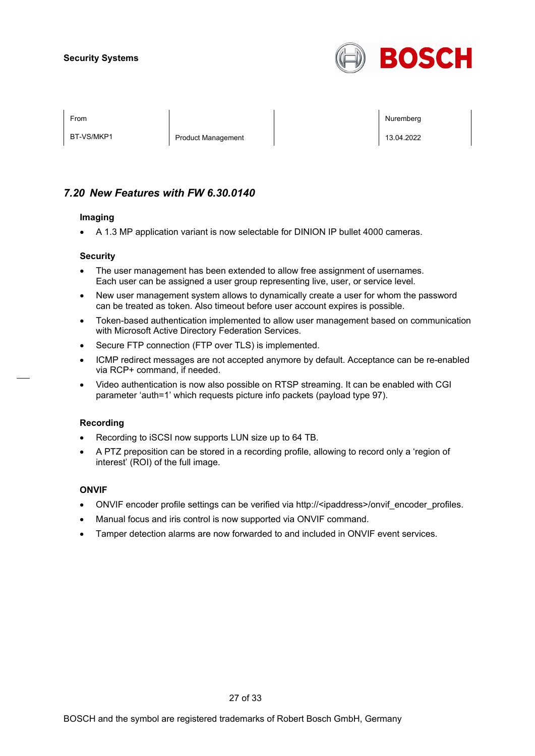## *7.20 New Features with FW 6.30.0140*

**Imaging**

- A 1.3 MP application variant is now selectable for DINION IP bullet 4000 cameras.

**Security**

- The user management has been extended to allow free assignment of usernames. Each user can be assigned a user group representing live, user, or service level.
- New user management system allows to dynamically create a user for whom the password can be treated as token. Also timeout before user account expires is possible.
- Token-based authentication implemented to allow user management based on communication with Microsoft Active Directory Federation Services.
- Secure FTP connection (FTP over TLS) is implemented.
- ICMP redirect messages are not accepted anymore by default. Acceptance can be re-enabled via RCP+ command, if needed.
- Video authentication is now also possible on RTSP streaming. It can be enabled with CGI parameter ‘auth=1’ which requests picture info packets (payload type 97).

**Recording**

- Recording to iSCSI now supports LUN size up to 64 TB.
- A PTZ preposition can be stored in a recording profile, allowing to record only a ‘region of interest’ (ROI) of the full image.

**ONVIF**

- ONVIF encoder profile settings can be verified via http://<ipaddress>/onvif_encoder_profiles.
- Manual focus and iris control is now supported via ONVIF command.
- Tamper detection alarms are now forwarded to and included in ONVIF event services.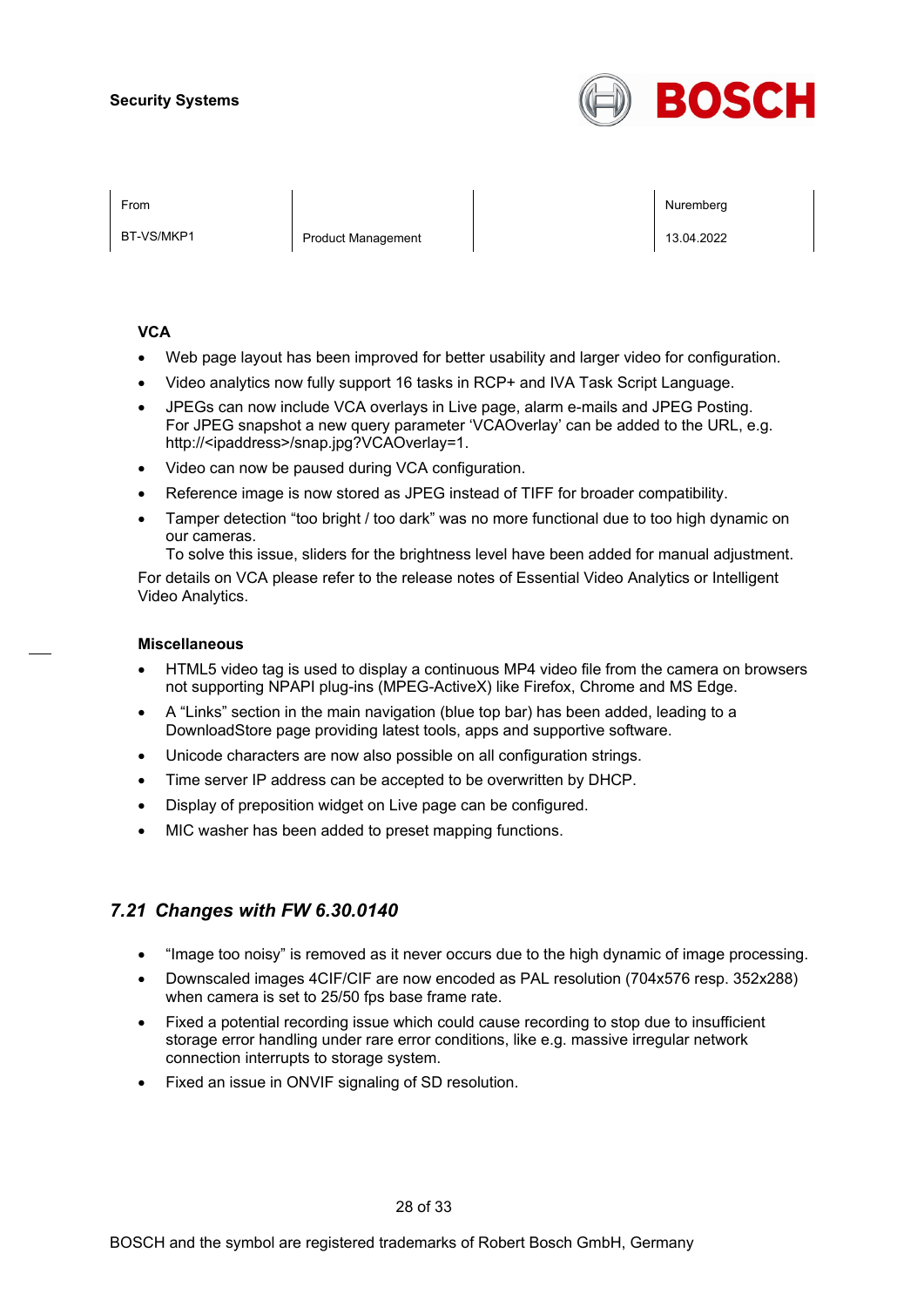### VCA

- Web page layout has been improved for better usability and larger video for configuration.
- Video analytics now fully support 16 tasks in RCP+ and IVA Task Script Language.
- JPEGs can now include VCA overlays in Live page, alarm e-mails and JPEG Posting. For JPEG snapshot a new query parameter 'VCAOverlay' can be added to the URL, e.g. http://<ipaddress>/snap.jpg?VCAOverlay=1.
- Video can now be paused during VCA configuration.
- Reference image is now stored as JPEG instead of TIFF for broader compatibility.
- Tamper detection "too bright / too dark" was no more functional due to too high dynamic on our cameras.
  To solve this issue, sliders for the brightness level have been added for manual adjustment.

For details on VCA please refer to the release notes of Essential Video Analytics or Intelligent Video Analytics.

### Miscellaneous

- HTML5 video tag is used to display a continuous MP4 video file from the camera on browsers not supporting NPAPI plug-ins (MPEG-ActiveX) like Firefox, Chrome and MS Edge.
- A "Links" section in the main navigation (blue top bar) has been added, leading to a DownloadStore page providing latest tools, apps and supportive software.
- Unicode characters are now also possible on all configuration strings.
- Time server IP address can be accepted to be overwritten by DHCP.
- Display of preposition widget on Live page can be configured.
- MIC washer has been added to preset mapping functions.

## *7.21 Changes with FW 6.30.0140*

- "Image too noisy" is removed as it never occurs due to the high dynamic of image processing.
- Downscaled images 4CIF/CIF are now encoded as PAL resolution (704x576 resp. 352x288) when camera is set to 25/50 fps base frame rate.
- Fixed a potential recording issue which could cause recording to stop due to insufficient storage error handling under rare error conditions, like e.g. massive irregular network connection interrupts to storage system.
- Fixed an issue in ONVIF signaling of SD resolution.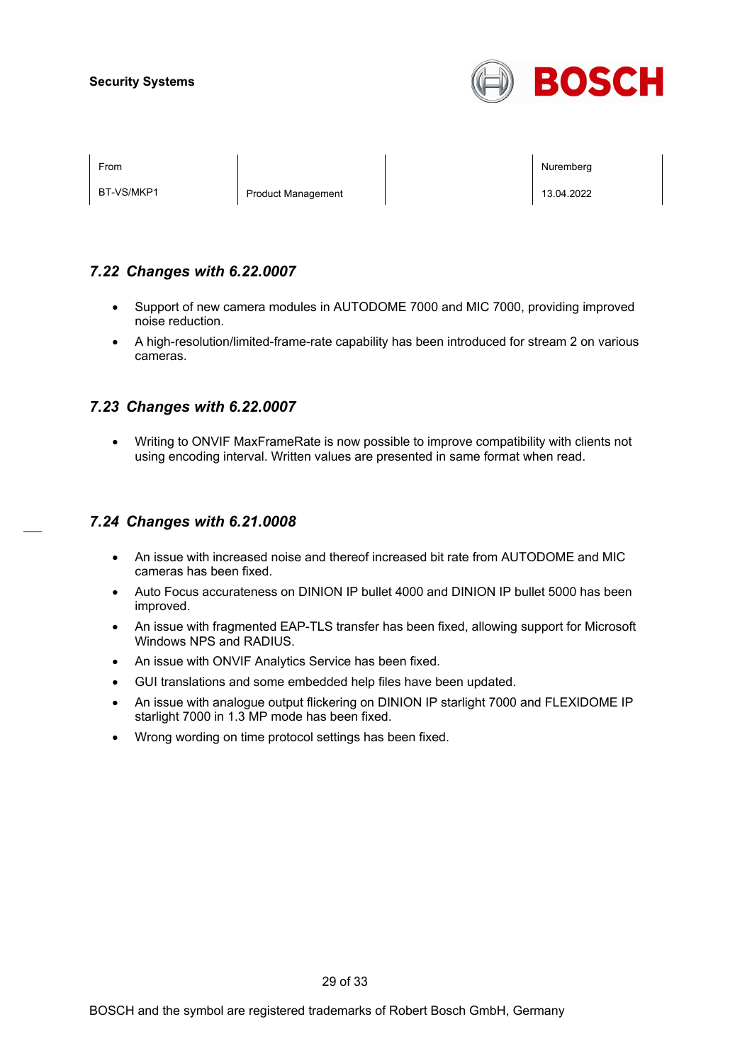## *7.22 Changes with 6.22.0007*

- Support of new camera modules in AUTODOME 7000 and MIC 7000, providing improved noise reduction.
- A high-resolution/limited-frame-rate capability has been introduced for stream 2 on various cameras.

## *7.23 Changes with 6.22.0007*

- Writing to ONVIF MaxFrameRate is now possible to improve compatibility with clients not using encoding interval. Written values are presented in same format when read.

## *7.24 Changes with 6.21.0008*

- An issue with increased noise and thereof increased bit rate from AUTODOME and MIC cameras has been fixed.
- Auto Focus accurateness on DINION IP bullet 4000 and DINION IP bullet 5000 has been improved.
- An issue with fragmented EAP-TLS transfer has been fixed, allowing support for Microsoft Windows NPS and RADIUS.
- An issue with ONVIF Analytics Service has been fixed.
- GUI translations and some embedded help files have been updated.
- An issue with analogue output flickering on DINION IP starlight 7000 and FLEXIDOME IP starlight 7000 in 1.3 MP mode has been fixed.
- Wrong wording on time protocol settings has been fixed.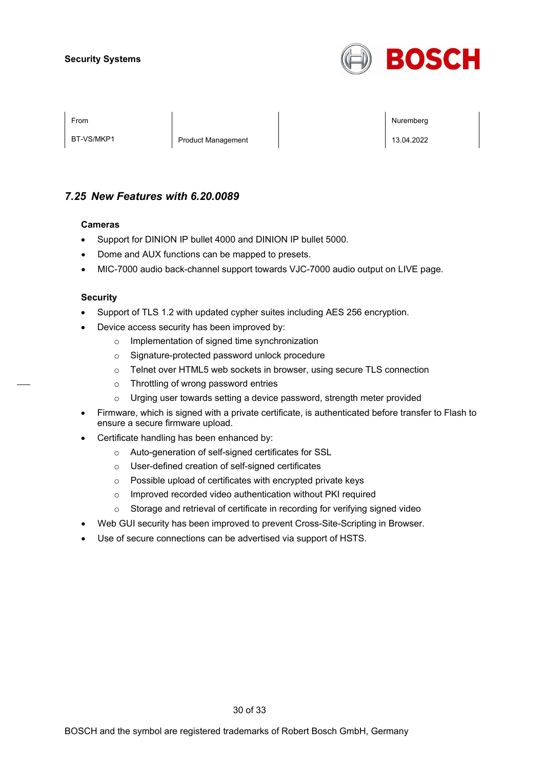## 7.25 *New Features with 6.20.0089*

**Cameras**

- Support for DINION IP bullet 4000 and DINION IP bullet 5000.
- Dome and AUX functions can be mapped to presets.
- MIC-7000 audio back-channel support towards VJC-7000 audio output on LIVE page.

**Security**

- Support of TLS 1.2 with updated cypher suites including AES 256 encryption.
- Device access security has been improved by:
  - Implementation of signed time synchronization
  - Signature-protected password unlock procedure
  - Telnet over HTML5 web sockets in browser, using secure TLS connection
  - Throttling of wrong password entries
  - Urging user towards setting a device password, strength meter provided
- Firmware, which is signed with a private certificate, is authenticated before transfer to Flash to ensure a secure firmware upload.
- Certificate handling has been enhanced by:
  - Auto-generation of self-signed certificates for SSL
  - User-defined creation of self-signed certificates
  - Possible upload of certificates with encrypted private keys
  - Improved recorded video authentication without PKI required
  - Storage and retrieval of certificate in recording for verifying signed video
- Web GUI security has been improved to prevent Cross-Site-Scripting in Browser.
- Use of secure connections can be advertised via support of HSTS.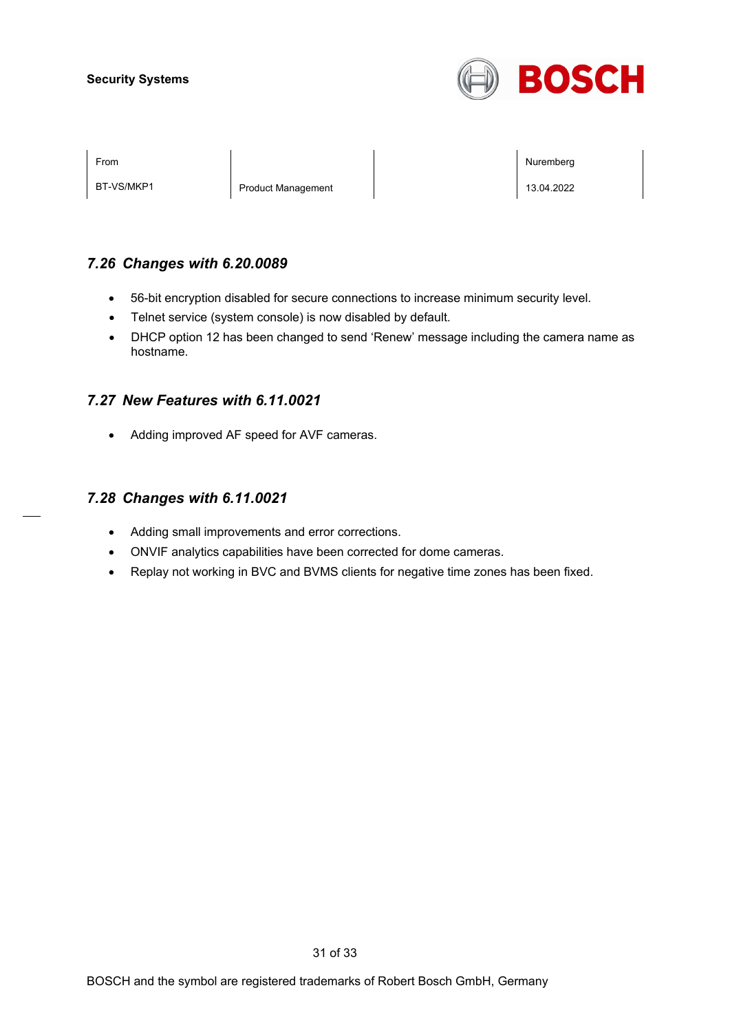## *7.26 Changes with 6.20.0089*

- 56-bit encryption disabled for secure connections to increase minimum security level.
- Telnet service (system console) is now disabled by default.
- DHCP option 12 has been changed to send ‘Renew’ message including the camera name as hostname.

## *7.27 New Features with 6.11.0021*

- Adding improved AF speed for AVF cameras.

## *7.28 Changes with 6.11.0021*

- Adding small improvements and error corrections.
- ONVIF analytics capabilities have been corrected for dome cameras.
- Replay not working in BVC and BVMS clients for negative time zones has been fixed.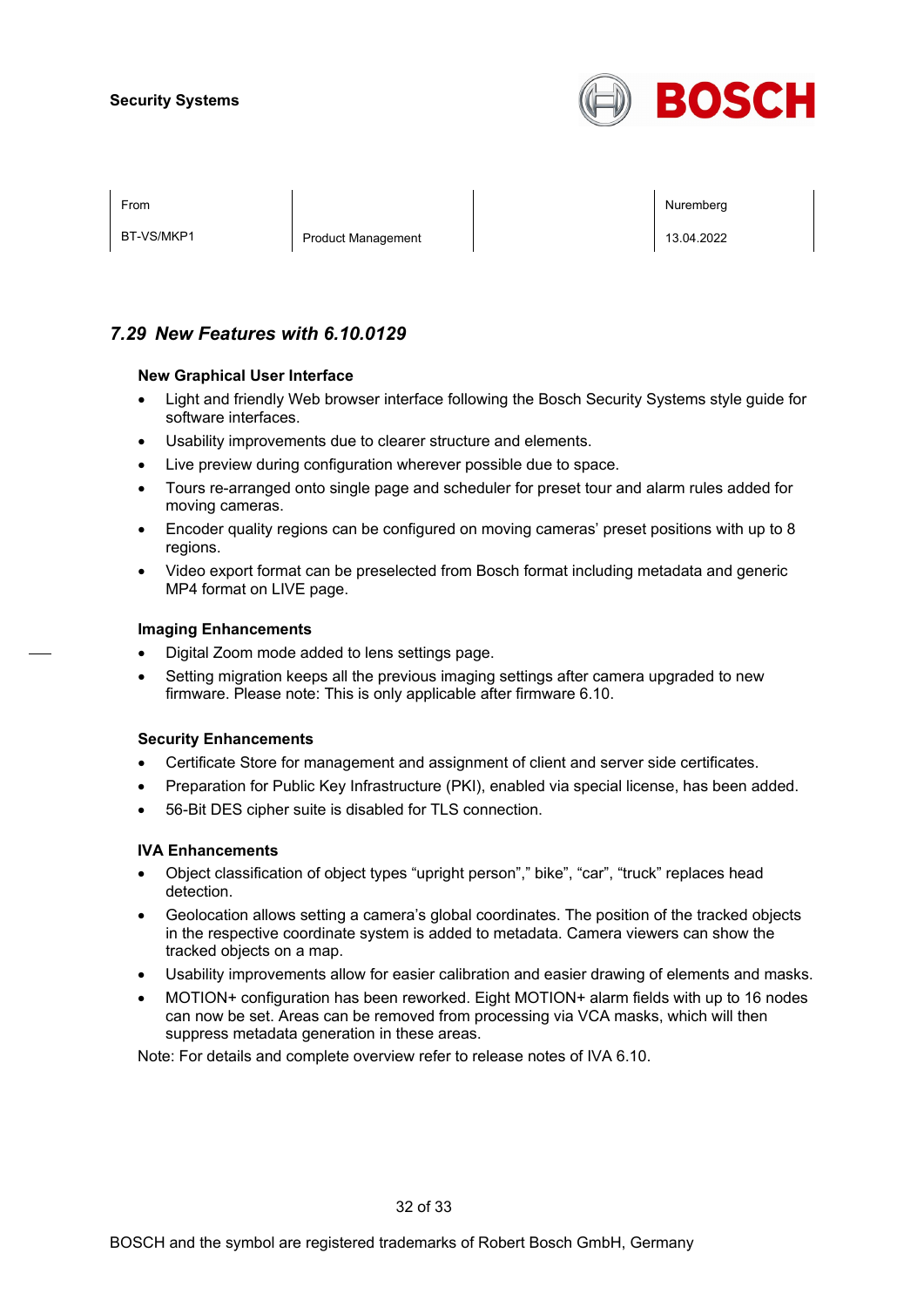## 7.29 New Features with 6.10.0129

**New Graphical User Interface**

- Light and friendly Web browser interface following the Bosch Security Systems style guide for software interfaces.
- Usability improvements due to clearer structure and elements.
- Live preview during configuration wherever possible due to space.
- Tours re-arranged onto single page and scheduler for preset tour and alarm rules added for moving cameras.
- Encoder quality regions can be configured on moving cameras' preset positions with up to 8 regions.
- Video export format can be preselected from Bosch format including metadata and generic MP4 format on LIVE page.

**Imaging Enhancements**

- Digital Zoom mode added to lens settings page.
- Setting migration keeps all the previous imaging settings after camera upgraded to new firmware. Please note: This is only applicable after firmware 6.10.

**Security Enhancements**

- Certificate Store for management and assignment of client and server side certificates.
- Preparation for Public Key Infrastructure (PKI), enabled via special license, has been added.
- 56-Bit DES cipher suite is disabled for TLS connection.

**IVA Enhancements**

- Object classification of object types "upright person"," bike", "car", "truck" replaces head detection.
- Geolocation allows setting a camera's global coordinates. The position of the tracked objects in the respective coordinate system is added to metadata. Camera viewers can show the tracked objects on a map.
- Usability improvements allow for easier calibration and easier drawing of elements and masks.
- MOTION+ configuration has been reworked. Eight MOTION+ alarm fields with up to 16 nodes can now be set. Areas can be removed from processing via VCA masks, which will then suppress metadata generation in these areas.

Note: For details and complete overview refer to release notes of IVA 6.10.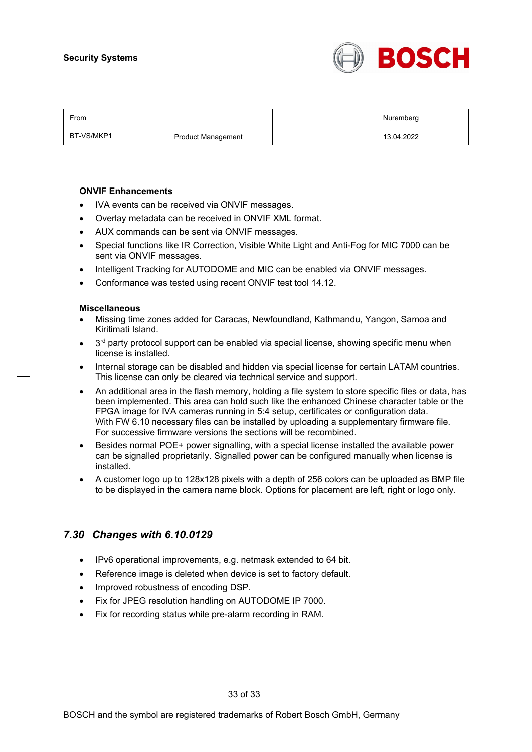### ONVIF Enhancements

- IVA events can be received via ONVIF messages.
- Overlay metadata can be received in ONVIF XML format.
- AUX commands can be sent via ONVIF messages.
- Special functions like IR Correction, Visible White Light and Anti-Fog for MIC 7000 can be sent via ONVIF messages.
- Intelligent Tracking for AUTODOME and MIC can be enabled via ONVIF messages.
- Conformance was tested using recent ONVIF test tool 14.12.

### Miscellaneous

- Missing time zones added for Caracas, Newfoundland, Kathmandu, Yangon, Samoa and Kiritimati Island.
- 3rd party protocol support can be enabled via special license, showing specific menu when license is installed.
- Internal storage can be disabled and hidden via special license for certain LATAM countries. This license can only be cleared via technical service and support.
- An additional area in the flash memory, holding a file system to store specific files or data, has been implemented. This area can hold such like the enhanced Chinese character table or the FPGA image for IVA cameras running in 5:4 setup, certificates or configuration data.
  With FW 6.10 necessary files can be installed by uploading a supplementary firmware file.
  For successive firmware versions the sections will be recombined.
- Besides normal POE+ power signalling, with a special license installed the available power can be signalled proprietarily. Signalled power can be configured manually when license is installed.
- A customer logo up to 128x128 pixels with a depth of 256 colors can be uploaded as BMP file to be displayed in the camera name block. Options for placement are left, right or logo only.

## *7.30 Changes with 6.10.0129*

- IPv6 operational improvements, e.g. netmask extended to 64 bit.
- Reference image is deleted when device is set to factory default.
- Improved robustness of encoding DSP.
- Fix for JPEG resolution handling on AUTODOME IP 7000.
- Fix for recording status while pre-alarm recording in RAM.